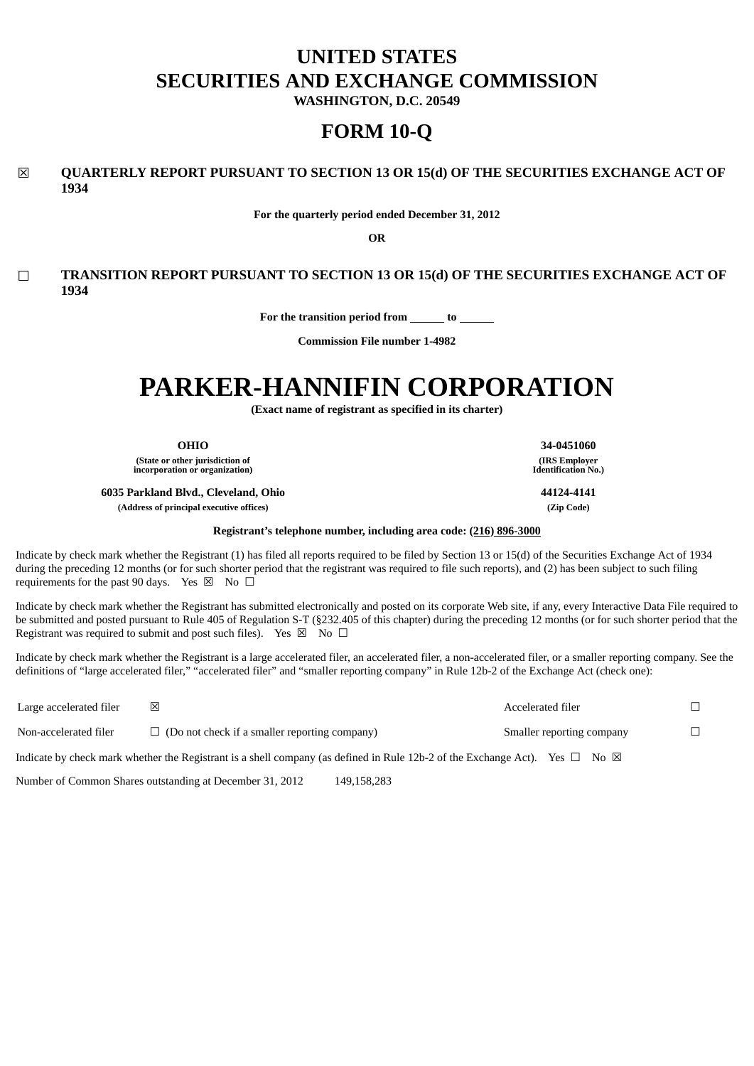# UNITED STATES
# SECURITIES AND EXCHANGE COMMISSION

**WASHINGTON, D.C. 20549**

# FORM 10-Q

☒ **QUARTERLY REPORT PURSUANT TO SECTION 13 OR 15(d) OF THE SECURITIES EXCHANGE ACT OF 1934**

**For the quarterly period ended December 31, 2012**

**OR**

☐ **TRANSITION REPORT PURSUANT TO SECTION 13 OR 15(d) OF THE SECURITIES EXCHANGE ACT OF 1934**

**For the transition period from ______ to ______**

**Commission File number 1-4982**

# PARKER-HANNIFIN CORPORATION

**(Exact name of registrant as specified in its charter)**

| **OHIO** | **34-0451060** |
|---|---|
| **(State or other jurisdiction of incorporation or organization)** | **(IRS Employer Identification No.)** |
| **6035 Parkland Blvd., Cleveland, Ohio** | **44124-4141** |
| **(Address of principal executive offices)** | **(Zip Code)** |

**Registrant's telephone number, including area code: (216) 896-3000**

Indicate by check mark whether the Registrant (1) has filed all reports required to be filed by Section 13 or 15(d) of the Securities Exchange Act of 1934 during the preceding 12 months (or for such shorter period that the registrant was required to file such reports), and (2) has been subject to such filing requirements for the past 90 days. Yes ☒ No ☐

Indicate by check mark whether the Registrant has submitted electronically and posted on its corporate Web site, if any, every Interactive Data File required to be submitted and posted pursuant to Rule 405 of Regulation S-T (§232.405 of this chapter) during the preceding 12 months (or for such shorter period that the Registrant was required to submit and post such files). Yes ☒ No ☐

Indicate by check mark whether the Registrant is a large accelerated filer, an accelerated filer, a non-accelerated filer, or a smaller reporting company. See the definitions of "large accelerated filer," "accelerated filer" and "smaller reporting company" in Rule 12b-2 of the Exchange Act (check one):

| Large accelerated filer | ☒ | Accelerated filer | ☐ |
|---|---|---|---|
| Non-accelerated filer | ☐ (Do not check if a smaller reporting company) | Smaller reporting company | ☐ |

Indicate by check mark whether the Registrant is a shell company (as defined in Rule 12b-2 of the Exchange Act). Yes ☐ No ☒

Number of Common Shares outstanding at December 31, 2012 149,158,283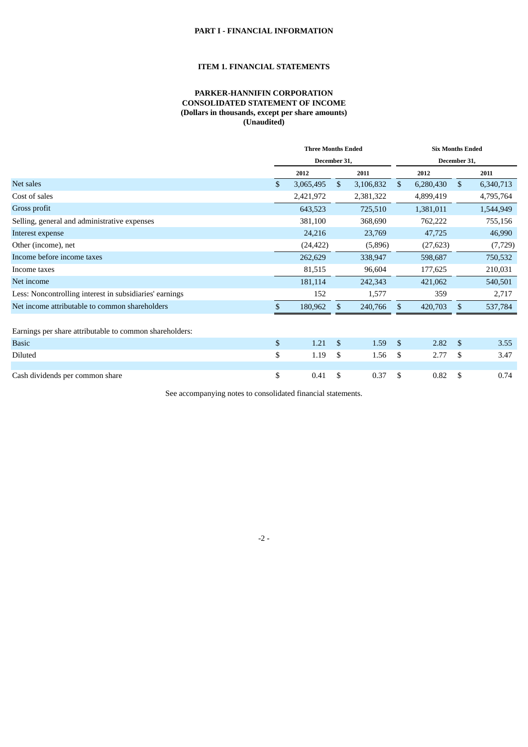# PART I - FINANCIAL INFORMATION

## ITEM 1. FINANCIAL STATEMENTS

### PARKER-HANNIFIN CORPORATION
### CONSOLIDATED STATEMENT OF INCOME
### (Dollars in thousands, except per share amounts)
### (Unaudited)

| | Three Months Ended December 31, | | Six Months Ended December 31, | |
|---|---|---|---|---|
| | 2012 | 2011 | 2012 | 2011 |
| Net sales | $ 3,065,495 | $ 3,106,832 | $ 6,280,430 | $ 6,340,713 |
| Cost of sales | 2,421,972 | 2,381,322 | 4,899,419 | 4,795,764 |
| Gross profit | 643,523 | 725,510 | 1,381,011 | 1,544,949 |
| Selling, general and administrative expenses | 381,100 | 368,690 | 762,222 | 755,156 |
| Interest expense | 24,216 | 23,769 | 47,725 | 46,990 |
| Other (income), net | (24,422) | (5,896) | (27,623) | (7,729) |
| Income before income taxes | 262,629 | 338,947 | 598,687 | 750,532 |
| Income taxes | 81,515 | 96,604 | 177,625 | 210,031 |
| Net income | 181,114 | 242,343 | 421,062 | 540,501 |
| Less: Noncontrolling interest in subsidiaries' earnings | 152 | 1,577 | 359 | 2,717 |
| Net income attributable to common shareholders | $ 180,962 | $ 240,766 | $ 420,703 | $ 537,784 |
| | | | | |
| Earnings per share attributable to common shareholders: | | | | |
| Basic | $ 1.21 | $ 1.59 | $ 2.82 | $ 3.55 |
| Diluted | $ 1.19 | $ 1.56 | $ 2.77 | $ 3.47 |
| | | | | |
| Cash dividends per common share | $ 0.41 | $ 0.37 | $ 0.82 | $ 0.74 |

See accompanying notes to consolidated financial statements.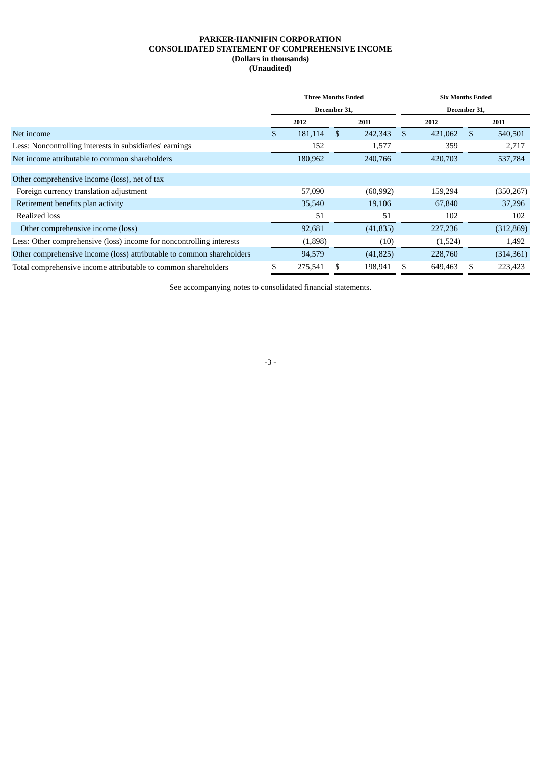**PARKER-HANNIFIN CORPORATION**
**CONSOLIDATED STATEMENT OF COMPREHENSIVE INCOME**
**(Dollars in thousands)**
**(Unaudited)**

| | Three Months Ended December 31, | | Six Months Ended December 31, | |
|---|---|---|---|---|
| | 2012 | 2011 | 2012 | 2011 |
| Net income | $ 181,114 | $ 242,343 | $ 421,062 | $ 540,501 |
| Less: Noncontrolling interests in subsidiaries' earnings | 152 | 1,577 | 359 | 2,717 |
| Net income attributable to common shareholders | 180,962 | 240,766 | 420,703 | 537,784 |
| | | | | |
| Other comprehensive income (loss), net of tax | | | | |
| Foreign currency translation adjustment | 57,090 | (60,992) | 159,294 | (350,267) |
| Retirement benefits plan activity | 35,540 | 19,106 | 67,840 | 37,296 |
| Realized loss | 51 | 51 | 102 | 102 |
| Other comprehensive income (loss) | 92,681 | (41,835) | 227,236 | (312,869) |
| Less: Other comprehensive (loss) income for noncontrolling interests | (1,898) | (10) | (1,524) | 1,492 |
| Other comprehensive income (loss) attributable to common shareholders | 94,579 | (41,825) | 228,760 | (314,361) |
| Total comprehensive income attributable to common shareholders | $ 275,541 | $ 198,941 | $ 649,463 | $ 223,423 |

See accompanying notes to consolidated financial statements.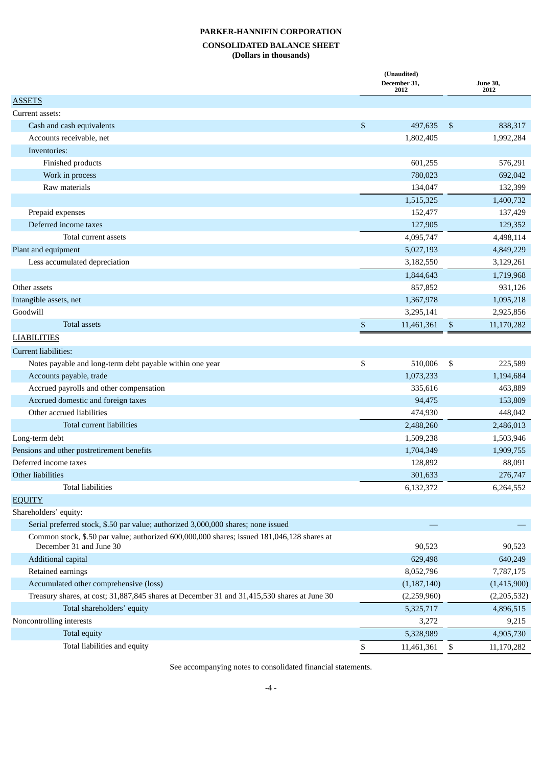**PARKER-HANNIFIN CORPORATION**

**CONSOLIDATED BALANCE SHEET**
**(Dollars in thousands)**

| | (Unaudited) December 31, 2012 | June 30, 2012 |
|---|---|---|
| ASSETS | | |
| Current assets: | | |
| Cash and cash equivalents | $ 497,635 | $ 838,317 |
| Accounts receivable, net | 1,802,405 | 1,992,284 |
| Inventories: | | |
| Finished products | 601,255 | 576,291 |
| Work in process | 780,023 | 692,042 |
| Raw materials | 134,047 | 132,399 |
| | 1,515,325 | 1,400,732 |
| Prepaid expenses | 152,477 | 137,429 |
| Deferred income taxes | 127,905 | 129,352 |
| Total current assets | 4,095,747 | 4,498,114 |
| Plant and equipment | 5,027,193 | 4,849,229 |
| Less accumulated depreciation | 3,182,550 | 3,129,261 |
| | 1,844,643 | 1,719,968 |
| Other assets | 857,852 | 931,126 |
| Intangible assets, net | 1,367,978 | 1,095,218 |
| Goodwill | 3,295,141 | 2,925,856 |
| Total assets | $ 11,461,361 | $ 11,170,282 |
| LIABILITIES | | |
| Current liabilities: | | |
| Notes payable and long-term debt payable within one year | $ 510,006 | $ 225,589 |
| Accounts payable, trade | 1,073,233 | 1,194,684 |
| Accrued payrolls and other compensation | 335,616 | 463,889 |
| Accrued domestic and foreign taxes | 94,475 | 153,809 |
| Other accrued liabilities | 474,930 | 448,042 |
| Total current liabilities | 2,488,260 | 2,486,013 |
| Long-term debt | 1,509,238 | 1,503,946 |
| Pensions and other postretirement benefits | 1,704,349 | 1,909,755 |
| Deferred income taxes | 128,892 | 88,091 |
| Other liabilities | 301,633 | 276,747 |
| Total liabilities | 6,132,372 | 6,264,552 |
| EQUITY | | |
| Shareholders' equity: | | |
| Serial preferred stock, $.50 par value; authorized 3,000,000 shares; none issued | — | — |
| Common stock, $.50 par value; authorized 600,000,000 shares; issued 181,046,128 shares at December 31 and June 30 | 90,523 | 90,523 |
| Additional capital | 629,498 | 640,249 |
| Retained earnings | 8,052,796 | 7,787,175 |
| Accumulated other comprehensive (loss) | (1,187,140) | (1,415,900) |
| Treasury shares, at cost; 31,887,845 shares at December 31 and 31,415,530 shares at June 30 | (2,259,960) | (2,205,532) |
| Total shareholders' equity | 5,325,717 | 4,896,515 |
| Noncontrolling interests | 3,272 | 9,215 |
| Total equity | 5,328,989 | 4,905,730 |
| Total liabilities and equity | $ 11,461,361 | $ 11,170,282 |

See accompanying notes to consolidated financial statements.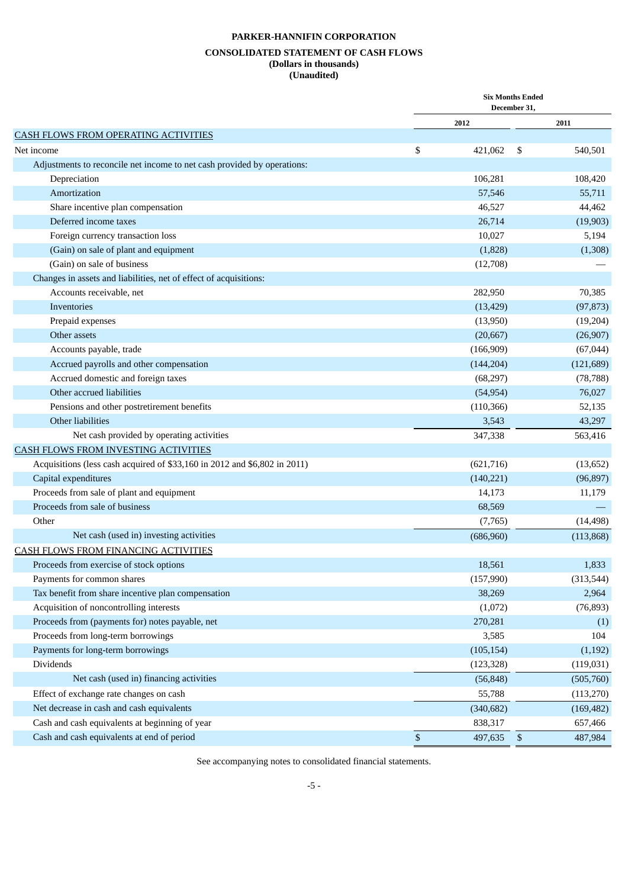# PARKER-HANNIFIN CORPORATION

## CONSOLIDATED STATEMENT OF CASH FLOWS

**(Dollars in thousands)**
**(Unaudited)**

| | Six Months Ended December 31, | |
|---|---|---|
| | 2012 | 2011 |
| CASH FLOWS FROM OPERATING ACTIVITIES | | |
| Net income | $ 421,062 | $ 540,501 |
| Adjustments to reconcile net income to net cash provided by operations: | | |
| Depreciation | 106,281 | 108,420 |
| Amortization | 57,546 | 55,711 |
| Share incentive plan compensation | 46,527 | 44,462 |
| Deferred income taxes | 26,714 | (19,903) |
| Foreign currency transaction loss | 10,027 | 5,194 |
| (Gain) on sale of plant and equipment | (1,828) | (1,308) |
| (Gain) on sale of business | (12,708) | — |
| Changes in assets and liabilities, net of effect of acquisitions: | | |
| Accounts receivable, net | 282,950 | 70,385 |
| Inventories | (13,429) | (97,873) |
| Prepaid expenses | (13,950) | (19,204) |
| Other assets | (20,667) | (26,907) |
| Accounts payable, trade | (166,909) | (67,044) |
| Accrued payrolls and other compensation | (144,204) | (121,689) |
| Accrued domestic and foreign taxes | (68,297) | (78,788) |
| Other accrued liabilities | (54,954) | 76,027 |
| Pensions and other postretirement benefits | (110,366) | 52,135 |
| Other liabilities | 3,543 | 43,297 |
| Net cash provided by operating activities | 347,338 | 563,416 |
| CASH FLOWS FROM INVESTING ACTIVITIES | | |
| Acquisitions (less cash acquired of $33,160 in 2012 and $6,802 in 2011) | (621,716) | (13,652) |
| Capital expenditures | (140,221) | (96,897) |
| Proceeds from sale of plant and equipment | 14,173 | 11,179 |
| Proceeds from sale of business | 68,569 | — |
| Other | (7,765) | (14,498) |
| Net cash (used in) investing activities | (686,960) | (113,868) |
| CASH FLOWS FROM FINANCING ACTIVITIES | | |
| Proceeds from exercise of stock options | 18,561 | 1,833 |
| Payments for common shares | (157,990) | (313,544) |
| Tax benefit from share incentive plan compensation | 38,269 | 2,964 |
| Acquisition of noncontrolling interests | (1,072) | (76,893) |
| Proceeds from (payments for) notes payable, net | 270,281 | (1) |
| Proceeds from long-term borrowings | 3,585 | 104 |
| Payments for long-term borrowings | (105,154) | (1,192) |
| Dividends | (123,328) | (119,031) |
| Net cash (used in) financing activities | (56,848) | (505,760) |
| Effect of exchange rate changes on cash | 55,788 | (113,270) |
| Net decrease in cash and cash equivalents | (340,682) | (169,482) |
| Cash and cash equivalents at beginning of year | 838,317 | 657,466 |
| Cash and cash equivalents at end of period | $ 497,635 | $ 487,984 |

See accompanying notes to consolidated financial statements.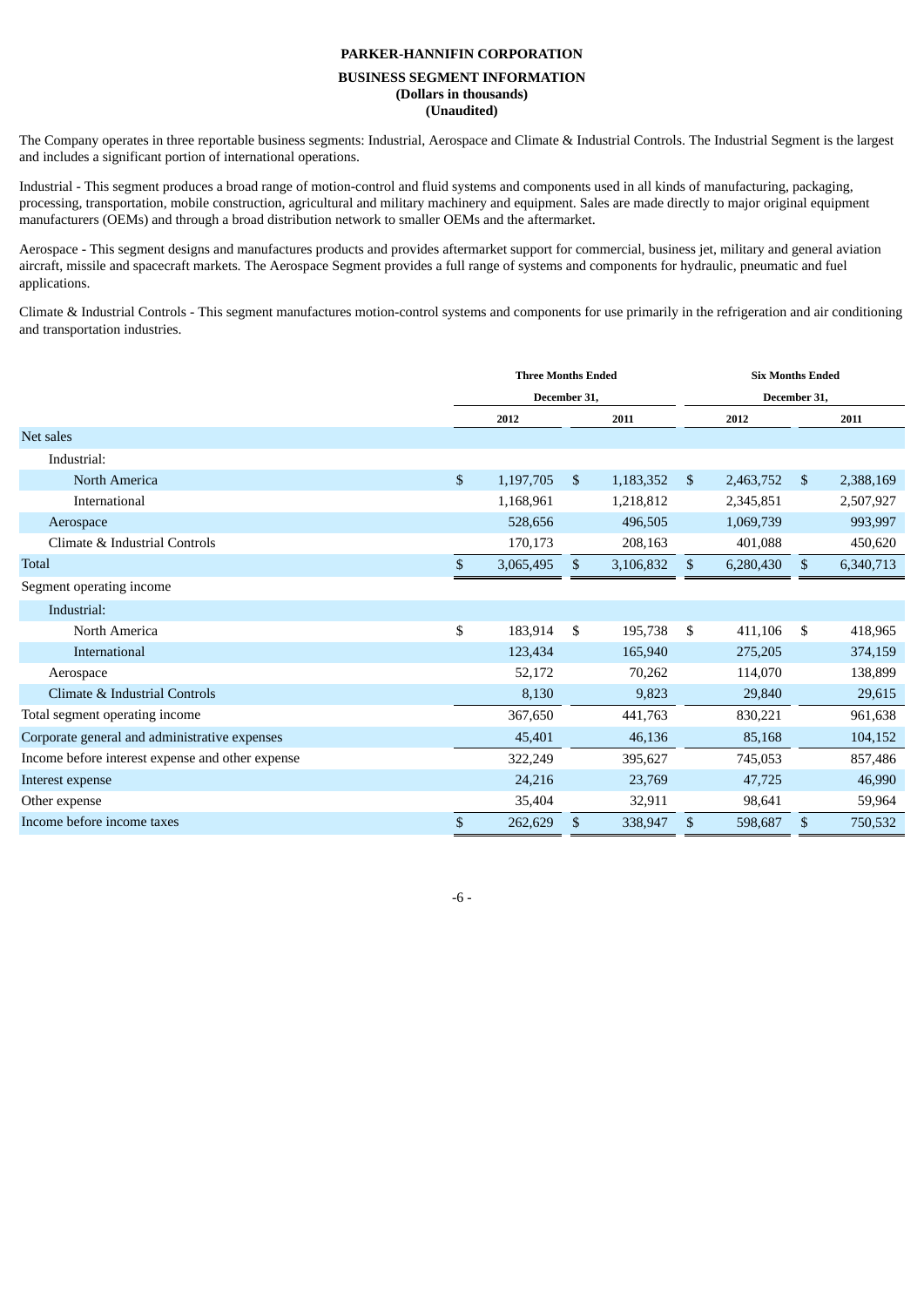**PARKER-HANNIFIN CORPORATION**

**BUSINESS SEGMENT INFORMATION**
**(Dollars in thousands)**
**(Unaudited)**

The Company operates in three reportable business segments: Industrial, Aerospace and Climate & Industrial Controls. The Industrial Segment is the largest and includes a significant portion of international operations.

Industrial - This segment produces a broad range of motion-control and fluid systems and components used in all kinds of manufacturing, packaging, processing, transportation, mobile construction, agricultural and military machinery and equipment. Sales are made directly to major original equipment manufacturers (OEMs) and through a broad distribution network to smaller OEMs and the aftermarket.

Aerospace - This segment designs and manufactures products and provides aftermarket support for commercial, business jet, military and general aviation aircraft, missile and spacecraft markets. The Aerospace Segment provides a full range of systems and components for hydraulic, pneumatic and fuel applications.

Climate & Industrial Controls - This segment manufactures motion-control systems and components for use primarily in the refrigeration and air conditioning and transportation industries.

| | Three Months Ended December 31, | | Six Months Ended December 31, | |
|---|---|---|---|---|
| | 2012 | 2011 | 2012 | 2011 |
| **Net sales** | | | | |
| Industrial: | | | | |
| North America | $ 1,197,705 | $ 1,183,352 | $ 2,463,752 | $ 2,388,169 |
| International | 1,168,961 | 1,218,812 | 2,345,851 | 2,507,927 |
| Aerospace | 528,656 | 496,505 | 1,069,739 | 993,997 |
| Climate & Industrial Controls | 170,173 | 208,163 | 401,088 | 450,620 |
| Total | $ 3,065,495 | $ 3,106,832 | $ 6,280,430 | $ 6,340,713 |
| **Segment operating income** | | | | |
| Industrial: | | | | |
| North America | $ 183,914 | $ 195,738 | $ 411,106 | $ 418,965 |
| International | 123,434 | 165,940 | 275,205 | 374,159 |
| Aerospace | 52,172 | 70,262 | 114,070 | 138,899 |
| Climate & Industrial Controls | 8,130 | 9,823 | 29,840 | 29,615 |
| Total segment operating income | 367,650 | 441,763 | 830,221 | 961,638 |
| Corporate general and administrative expenses | 45,401 | 46,136 | 85,168 | 104,152 |
| Income before interest expense and other expense | 322,249 | 395,627 | 745,053 | 857,486 |
| Interest expense | 24,216 | 23,769 | 47,725 | 46,990 |
| Other expense | 35,404 | 32,911 | 98,641 | 59,964 |
| Income before income taxes | $ 262,629 | $ 338,947 | $ 598,687 | $ 750,532 |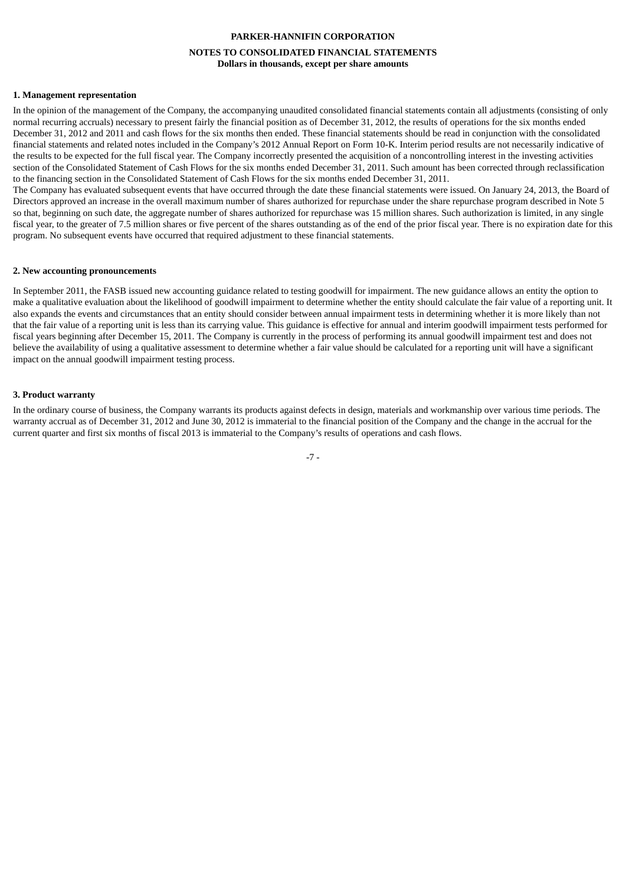**PARKER-HANNIFIN CORPORATION**

**NOTES TO CONSOLIDATED FINANCIAL STATEMENTS**
**Dollars in thousands, except per share amounts**

**1. Management representation**

In the opinion of the management of the Company, the accompanying unaudited consolidated financial statements contain all adjustments (consisting of only normal recurring accruals) necessary to present fairly the financial position as of December 31, 2012, the results of operations for the six months ended December 31, 2012 and 2011 and cash flows for the six months then ended. These financial statements should be read in conjunction with the consolidated financial statements and related notes included in the Company's 2012 Annual Report on Form 10-K. Interim period results are not necessarily indicative of the results to be expected for the full fiscal year. The Company incorrectly presented the acquisition of a noncontrolling interest in the investing activities section of the Consolidated Statement of Cash Flows for the six months ended December 31, 2011. Such amount has been corrected through reclassification to the financing section in the Consolidated Statement of Cash Flows for the six months ended December 31, 2011.

The Company has evaluated subsequent events that have occurred through the date these financial statements were issued. On January 24, 2013, the Board of Directors approved an increase in the overall maximum number of shares authorized for repurchase under the share repurchase program described in Note 5 so that, beginning on such date, the aggregate number of shares authorized for repurchase was 15 million shares. Such authorization is limited, in any single fiscal year, to the greater of 7.5 million shares or five percent of the shares outstanding as of the end of the prior fiscal year. There is no expiration date for this program. No subsequent events have occurred that required adjustment to these financial statements.

**2. New accounting pronouncements**

In September 2011, the FASB issued new accounting guidance related to testing goodwill for impairment. The new guidance allows an entity the option to make a qualitative evaluation about the likelihood of goodwill impairment to determine whether the entity should calculate the fair value of a reporting unit. It also expands the events and circumstances that an entity should consider between annual impairment tests in determining whether it is more likely than not that the fair value of a reporting unit is less than its carrying value. This guidance is effective for annual and interim goodwill impairment tests performed for fiscal years beginning after December 15, 2011. The Company is currently in the process of performing its annual goodwill impairment test and does not believe the availability of using a qualitative assessment to determine whether a fair value should be calculated for a reporting unit will have a significant impact on the annual goodwill impairment testing process.

**3. Product warranty**

In the ordinary course of business, the Company warrants its products against defects in design, materials and workmanship over various time periods. The warranty accrual as of December 31, 2012 and June 30, 2012 is immaterial to the financial position of the Company and the change in the accrual for the current quarter and first six months of fiscal 2013 is immaterial to the Company's results of operations and cash flows.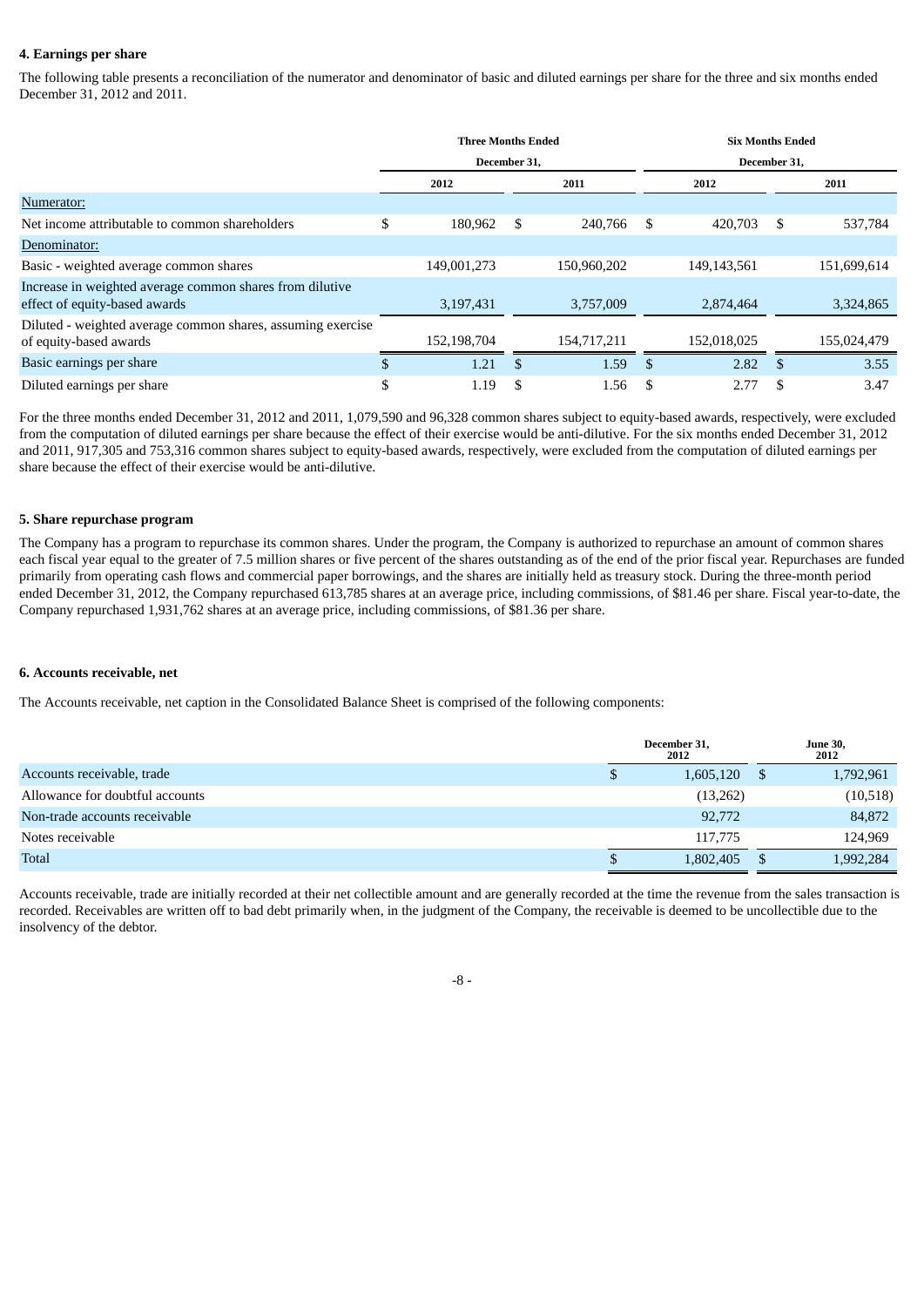**4. Earnings per share**

The following table presents a reconciliation of the numerator and denominator of basic and diluted earnings per share for the three and six months ended December 31, 2012 and 2011.

| | Three Months Ended December 31, | | Six Months Ended December 31, | |
|---|---|---|---|---|
| | 2012 | 2011 | 2012 | 2011 |
| Numerator: | | | | |
| Net income attributable to common shareholders | $ 180,962 | $ 240,766 | $ 420,703 | $ 537,784 |
| Denominator: | | | | |
| Basic - weighted average common shares | 149,001,273 | 150,960,202 | 149,143,561 | 151,699,614 |
| Increase in weighted average common shares from dilutive effect of equity-based awards | 3,197,431 | 3,757,009 | 2,874,464 | 3,324,865 |
| Diluted - weighted average common shares, assuming exercise of equity-based awards | 152,198,704 | 154,717,211 | 152,018,025 | 155,024,479 |
| Basic earnings per share | $ 1.21 | $ 1.59 | $ 2.82 | $ 3.55 |
| Diluted earnings per share | $ 1.19 | $ 1.56 | $ 2.77 | $ 3.47 |

For the three months ended December 31, 2012 and 2011, 1,079,590 and 96,328 common shares subject to equity-based awards, respectively, were excluded from the computation of diluted earnings per share because the effect of their exercise would be anti-dilutive. For the six months ended December 31, 2012 and 2011, 917,305 and 753,316 common shares subject to equity-based awards, respectively, were excluded from the computation of diluted earnings per share because the effect of their exercise would be anti-dilutive.

**5. Share repurchase program**

The Company has a program to repurchase its common shares. Under the program, the Company is authorized to repurchase an amount of common shares each fiscal year equal to the greater of 7.5 million shares or five percent of the shares outstanding as of the end of the prior fiscal year. Repurchases are funded primarily from operating cash flows and commercial paper borrowings, and the shares are initially held as treasury stock. During the three-month period ended December 31, 2012, the Company repurchased 613,785 shares at an average price, including commissions, of $81.46 per share. Fiscal year-to-date, the Company repurchased 1,931,762 shares at an average price, including commissions, of $81.36 per share.

**6. Accounts receivable, net**

The Accounts receivable, net caption in the Consolidated Balance Sheet is comprised of the following components:

| | December 31, 2012 | June 30, 2012 |
|---|---|---|
| Accounts receivable, trade | $ 1,605,120 | $ 1,792,961 |
| Allowance for doubtful accounts | (13,262) | (10,518) |
| Non-trade accounts receivable | 92,772 | 84,872 |
| Notes receivable | 117,775 | 124,969 |
| Total | $ 1,802,405 | $ 1,992,284 |

Accounts receivable, trade are initially recorded at their net collectible amount and are generally recorded at the time the revenue from the sales transaction is recorded. Receivables are written off to bad debt primarily when, in the judgment of the Company, the receivable is deemed to be uncollectible due to the insolvency of the debtor.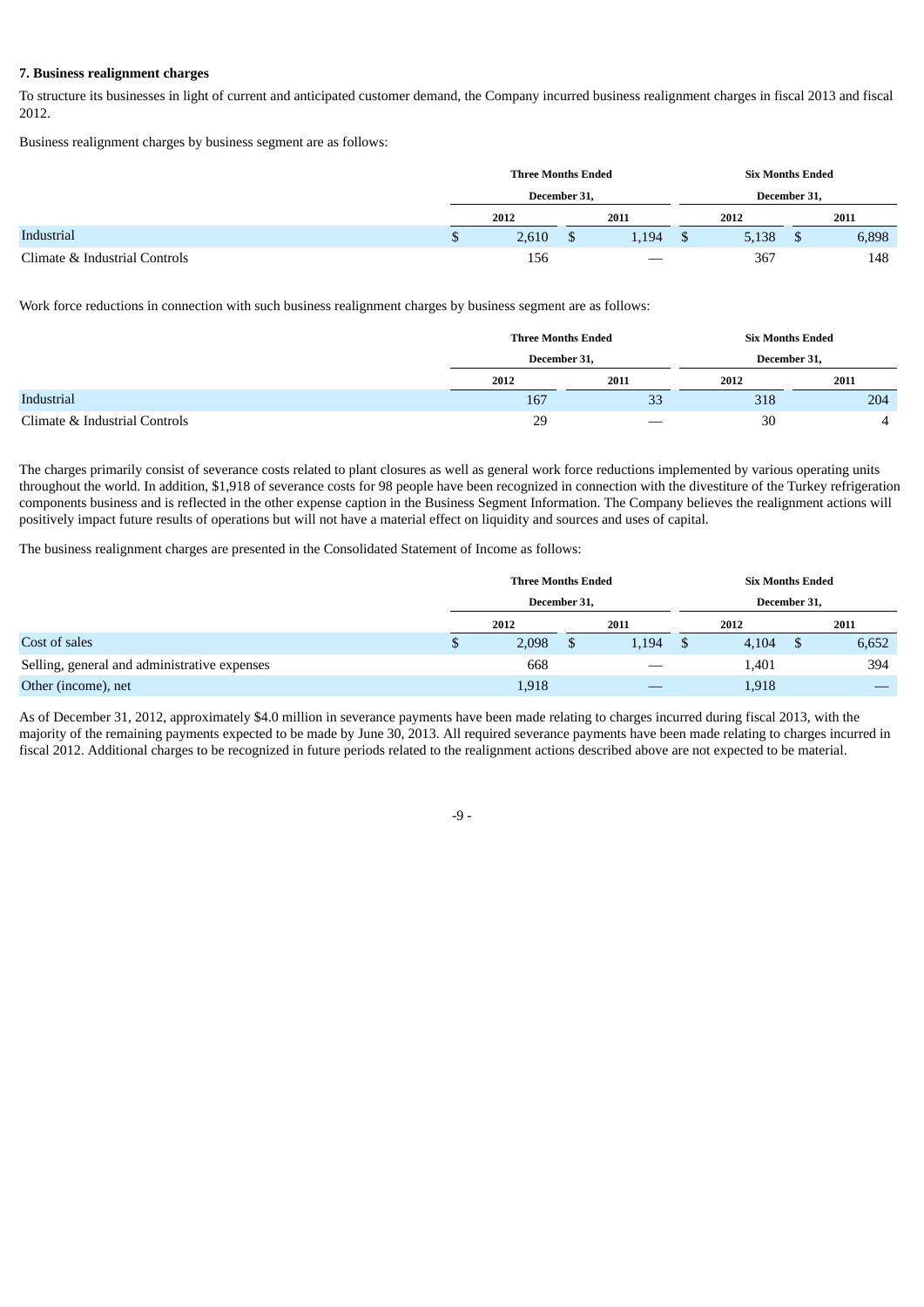### 7. Business realignment charges

To structure its businesses in light of current and anticipated customer demand, the Company incurred business realignment charges in fiscal 2013 and fiscal 2012.

Business realignment charges by business segment are as follows:

| | Three Months Ended December 31, | | Six Months Ended December 31, | |
|---|---|---|---|---|
| | 2012 | 2011 | 2012 | 2011 |
| Industrial | $ 2,610 | $ 1,194 | $ 5,138 | $ 6,898 |
| Climate & Industrial Controls | 156 | — | 367 | 148 |

Work force reductions in connection with such business realignment charges by business segment are as follows:

| | Three Months Ended December 31, | | Six Months Ended December 31, | |
|---|---|---|---|---|
| | 2012 | 2011 | 2012 | 2011 |
| Industrial | 167 | 33 | 318 | 204 |
| Climate & Industrial Controls | 29 | — | 30 | 4 |

The charges primarily consist of severance costs related to plant closures as well as general work force reductions implemented by various operating units throughout the world. In addition, $1,918 of severance costs for 98 people have been recognized in connection with the divestiture of the Turkey refrigeration components business and is reflected in the other expense caption in the Business Segment Information. The Company believes the realignment actions will positively impact future results of operations but will not have a material effect on liquidity and sources and uses of capital.

The business realignment charges are presented in the Consolidated Statement of Income as follows:

| | Three Months Ended December 31, | | Six Months Ended December 31, | |
|---|---|---|---|---|
| | 2012 | 2011 | 2012 | 2011 |
| Cost of sales | $ 2,098 | $ 1,194 | $ 4,104 | $ 6,652 |
| Selling, general and administrative expenses | 668 | — | 1,401 | 394 |
| Other (income), net | 1,918 | — | 1,918 | — |

As of December 31, 2012, approximately $4.0 million in severance payments have been made relating to charges incurred during fiscal 2013, with the majority of the remaining payments expected to be made by June 30, 2013. All required severance payments have been made relating to charges incurred in fiscal 2012. Additional charges to be recognized in future periods related to the realignment actions described above are not expected to be material.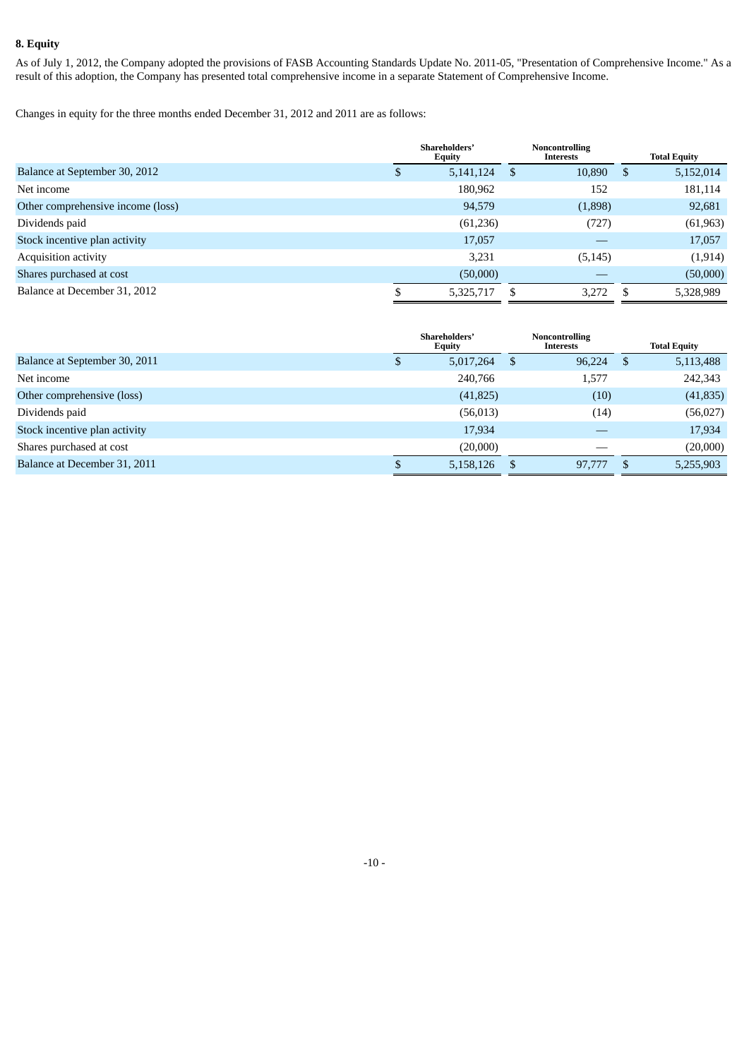## 8. Equity

As of July 1, 2012, the Company adopted the provisions of FASB Accounting Standards Update No. 2011-05, "Presentation of Comprehensive Income." As a result of this adoption, the Company has presented total comprehensive income in a separate Statement of Comprehensive Income.

Changes in equity for the three months ended December 31, 2012 and 2011 are as follows:

| | Shareholders' Equity | Noncontrolling Interests | Total Equity |
|---|---|---|---|
| Balance at September 30, 2012 | $ 5,141,124 | $ 10,890 | $ 5,152,014 |
| Net income | 180,962 | 152 | 181,114 |
| Other comprehensive income (loss) | 94,579 | (1,898) | 92,681 |
| Dividends paid | (61,236) | (727) | (61,963) |
| Stock incentive plan activity | 17,057 | — | 17,057 |
| Acquisition activity | 3,231 | (5,145) | (1,914) |
| Shares purchased at cost | (50,000) | — | (50,000) |
| Balance at December 31, 2012 | $ 5,325,717 | $ 3,272 | $ 5,328,989 |

| | Shareholders' Equity | Noncontrolling Interests | Total Equity |
|---|---|---|---|
| Balance at September 30, 2011 | $ 5,017,264 | $ 96,224 | $ 5,113,488 |
| Net income | 240,766 | 1,577 | 242,343 |
| Other comprehensive (loss) | (41,825) | (10) | (41,835) |
| Dividends paid | (56,013) | (14) | (56,027) |
| Stock incentive plan activity | 17,934 | — | 17,934 |
| Shares purchased at cost | (20,000) | — | (20,000) |
| Balance at December 31, 2011 | $ 5,158,126 | $ 97,777 | $ 5,255,903 |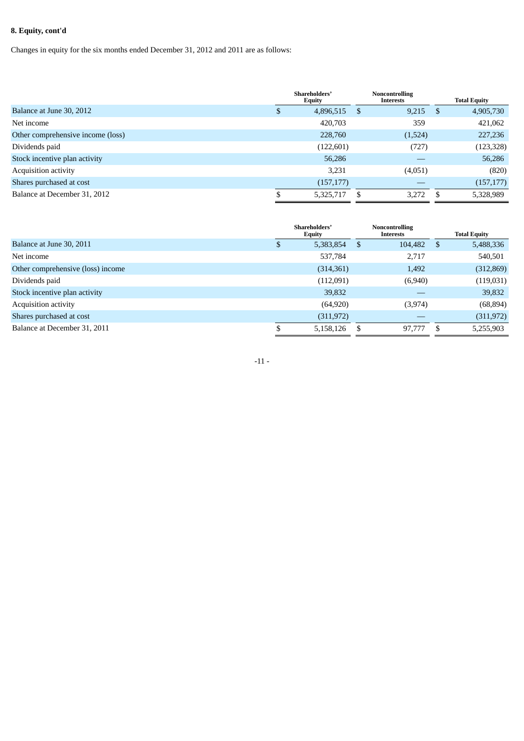**8. Equity, cont'd**

Changes in equity for the six months ended December 31, 2012 and 2011 are as follows:

| | Shareholders' Equity | Noncontrolling Interests | Total Equity |
|---|---|---|---|
| Balance at June 30, 2012 | $ 4,896,515 | $ 9,215 | $ 4,905,730 |
| Net income | 420,703 | 359 | 421,062 |
| Other comprehensive income (loss) | 228,760 | (1,524) | 227,236 |
| Dividends paid | (122,601) | (727) | (123,328) |
| Stock incentive plan activity | 56,286 | — | 56,286 |
| Acquisition activity | 3,231 | (4,051) | (820) |
| Shares purchased at cost | (157,177) | — | (157,177) |
| Balance at December 31, 2012 | $ 5,325,717 | $ 3,272 | $ 5,328,989 |

| | Shareholders' Equity | Noncontrolling Interests | Total Equity |
|---|---|---|---|
| Balance at June 30, 2011 | $ 5,383,854 | $ 104,482 | $ 5,488,336 |
| Net income | 537,784 | 2,717 | 540,501 |
| Other comprehensive (loss) income | (314,361) | 1,492 | (312,869) |
| Dividends paid | (112,091) | (6,940) | (119,031) |
| Stock incentive plan activity | 39,832 | — | 39,832 |
| Acquisition activity | (64,920) | (3,974) | (68,894) |
| Shares purchased at cost | (311,972) | — | (311,972) |
| Balance at December 31, 2011 | $ 5,158,126 | $ 97,777 | $ 5,255,903 |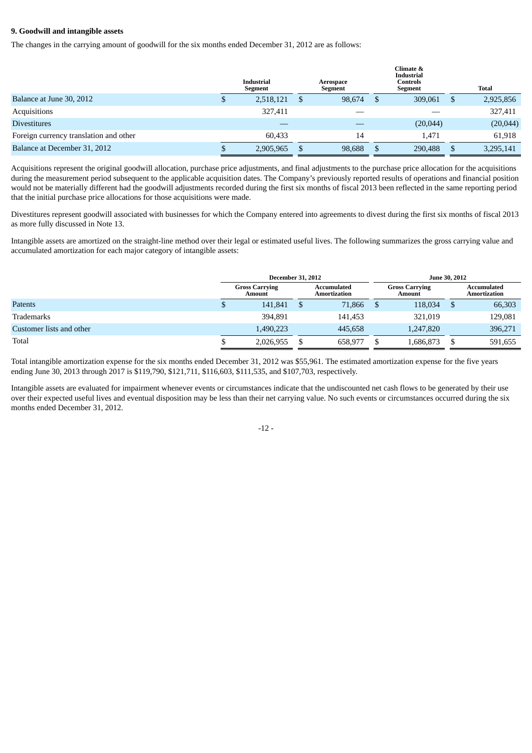**9. Goodwill and intangible assets**

The changes in the carrying amount of goodwill for the six months ended December 31, 2012 are as follows:

| | Industrial Segment | Aerospace Segment | Climate & Industrial Controls Segment | Total |
|---|---|---|---|---|
| Balance at June 30, 2012 | $ 2,518,121 | $ 98,674 | $ 309,061 | $ 2,925,856 |
| Acquisitions | 327,411 | — | — | 327,411 |
| Divestitures | — | — | (20,044) | (20,044) |
| Foreign currency translation and other | 60,433 | 14 | 1,471 | 61,918 |
| Balance at December 31, 2012 | $ 2,905,965 | $ 98,688 | $ 290,488 | $ 3,295,141 |

Acquisitions represent the original goodwill allocation, purchase price adjustments, and final adjustments to the purchase price allocation for the acquisitions during the measurement period subsequent to the applicable acquisition dates. The Company's previously reported results of operations and financial position would not be materially different had the goodwill adjustments recorded during the first six months of fiscal 2013 been reflected in the same reporting period that the initial purchase price allocations for those acquisitions were made.

Divestitures represent goodwill associated with businesses for which the Company entered into agreements to divest during the first six months of fiscal 2013 as more fully discussed in Note 13.

Intangible assets are amortized on the straight-line method over their legal or estimated useful lives. The following summarizes the gross carrying value and accumulated amortization for each major category of intangible assets:

| | December 31, 2012 | | June 30, 2012 | |
|---|---|---|---|---|
| | Gross Carrying Amount | Accumulated Amortization | Gross Carrying Amount | Accumulated Amortization |
| Patents | $ 141,841 | $ 71,866 | $ 118,034 | $ 66,303 |
| Trademarks | 394,891 | 141,453 | 321,019 | 129,081 |
| Customer lists and other | 1,490,223 | 445,658 | 1,247,820 | 396,271 |
| Total | $ 2,026,955 | $ 658,977 | $ 1,686,873 | $ 591,655 |

Total intangible amortization expense for the six months ended December 31, 2012 was $55,961. The estimated amortization expense for the five years ending June 30, 2013 through 2017 is $119,790, $121,711, $116,603, $111,535, and $107,703, respectively.

Intangible assets are evaluated for impairment whenever events or circumstances indicate that the undiscounted net cash flows to be generated by their use over their expected useful lives and eventual disposition may be less than their net carrying value. No such events or circumstances occurred during the six months ended December 31, 2012.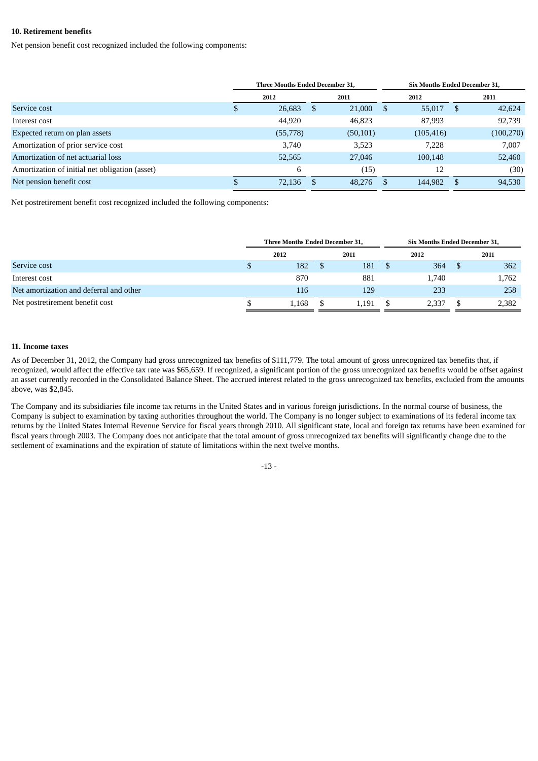**10. Retirement benefits**

Net pension benefit cost recognized included the following components:

| | Three Months Ended December 31, | | Six Months Ended December 31, | |
|---|---|---|---|---|
| | 2012 | 2011 | 2012 | 2011 |
| Service cost | $ 26,683 | $ 21,000 | $ 55,017 | $ 42,624 |
| Interest cost | 44,920 | 46,823 | 87,993 | 92,739 |
| Expected return on plan assets | (55,778) | (50,101) | (105,416) | (100,270) |
| Amortization of prior service cost | 3,740 | 3,523 | 7,228 | 7,007 |
| Amortization of net actuarial loss | 52,565 | 27,046 | 100,148 | 52,460 |
| Amortization of initial net obligation (asset) | 6 | (15) | 12 | (30) |
| Net pension benefit cost | $ 72,136 | $ 48,276 | $ 144,982 | $ 94,530 |

Net postretirement benefit cost recognized included the following components:

| | Three Months Ended December 31, | | Six Months Ended December 31, | |
|---|---|---|---|---|
| | 2012 | 2011 | 2012 | 2011 |
| Service cost | $ 182 | $ 181 | $ 364 | $ 362 |
| Interest cost | 870 | 881 | 1,740 | 1,762 |
| Net amortization and deferral and other | 116 | 129 | 233 | 258 |
| Net postretirement benefit cost | $ 1,168 | $ 1,191 | $ 2,337 | $ 2,382 |

**11. Income taxes**

As of December 31, 2012, the Company had gross unrecognized tax benefits of $111,779. The total amount of gross unrecognized tax benefits that, if recognized, would affect the effective tax rate was $65,659. If recognized, a significant portion of the gross unrecognized tax benefits would be offset against an asset currently recorded in the Consolidated Balance Sheet. The accrued interest related to the gross unrecognized tax benefits, excluded from the amounts above, was $2,845.

The Company and its subsidiaries file income tax returns in the United States and in various foreign jurisdictions. In the normal course of business, the Company is subject to examination by taxing authorities throughout the world. The Company is no longer subject to examinations of its federal income tax returns by the United States Internal Revenue Service for fiscal years through 2010. All significant state, local and foreign tax returns have been examined for fiscal years through 2003. The Company does not anticipate that the total amount of gross unrecognized tax benefits will significantly change due to the settlement of examinations and the expiration of statute of limitations within the next twelve months.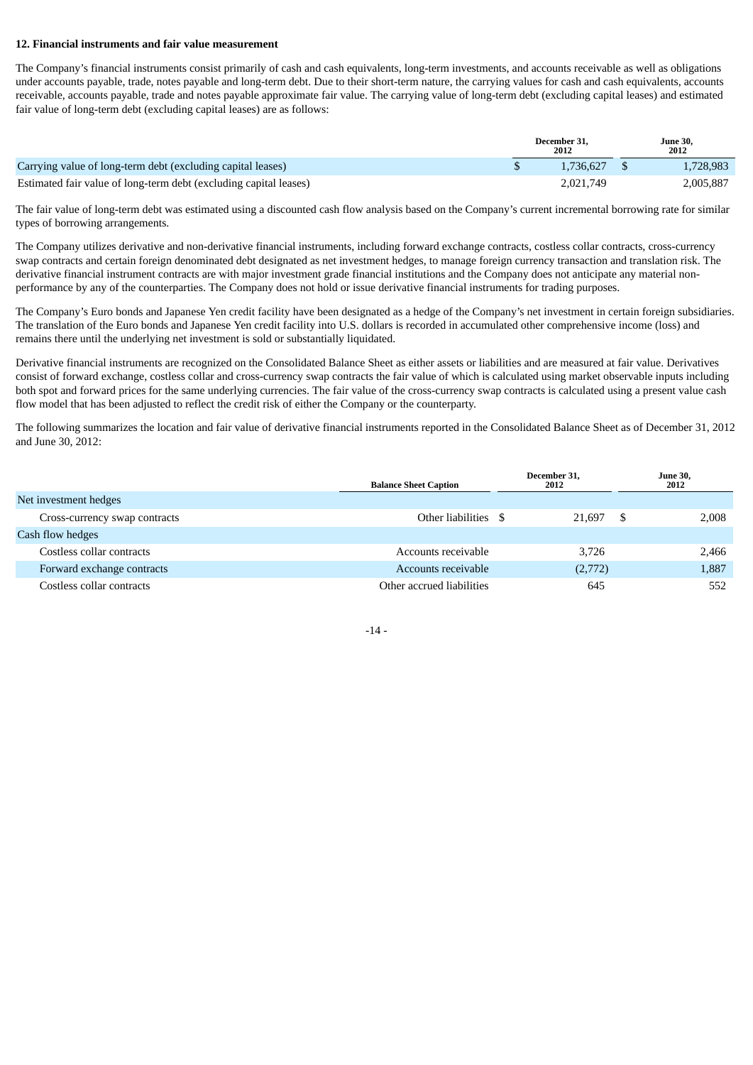**12. Financial instruments and fair value measurement**

The Company's financial instruments consist primarily of cash and cash equivalents, long-term investments, and accounts receivable as well as obligations under accounts payable, trade, notes payable and long-term debt. Due to their short-term nature, the carrying values for cash and cash equivalents, accounts receivable, accounts payable, trade and notes payable approximate fair value. The carrying value of long-term debt (excluding capital leases) and estimated fair value of long-term debt (excluding capital leases) are as follows:

| | December 31, 2012 | June 30, 2012 |
|---|---|---|
| Carrying value of long-term debt (excluding capital leases) | $ 1,736,627 | $ 1,728,983 |
| Estimated fair value of long-term debt (excluding capital leases) | 2,021,749 | 2,005,887 |

The fair value of long-term debt was estimated using a discounted cash flow analysis based on the Company's current incremental borrowing rate for similar types of borrowing arrangements.

The Company utilizes derivative and non-derivative financial instruments, including forward exchange contracts, costless collar contracts, cross-currency swap contracts and certain foreign denominated debt designated as net investment hedges, to manage foreign currency transaction and translation risk. The derivative financial instrument contracts are with major investment grade financial institutions and the Company does not anticipate any material non-performance by any of the counterparties. The Company does not hold or issue derivative financial instruments for trading purposes.

The Company's Euro bonds and Japanese Yen credit facility have been designated as a hedge of the Company's net investment in certain foreign subsidiaries. The translation of the Euro bonds and Japanese Yen credit facility into U.S. dollars is recorded in accumulated other comprehensive income (loss) and remains there until the underlying net investment is sold or substantially liquidated.

Derivative financial instruments are recognized on the Consolidated Balance Sheet as either assets or liabilities and are measured at fair value. Derivatives consist of forward exchange, costless collar and cross-currency swap contracts the fair value of which is calculated using market observable inputs including both spot and forward prices for the same underlying currencies. The fair value of the cross-currency swap contracts is calculated using a present value cash flow model that has been adjusted to reflect the credit risk of either the Company or the counterparty.

The following summarizes the location and fair value of derivative financial instruments reported in the Consolidated Balance Sheet as of December 31, 2012 and June 30, 2012:

| | Balance Sheet Caption | December 31, 2012 | June 30, 2012 |
|---|---|---|---|
| Net investment hedges | | | |
| Cross-currency swap contracts | Other liabilities | $ 21,697 | $ 2,008 |
| Cash flow hedges | | | |
| Costless collar contracts | Accounts receivable | 3,726 | 2,466 |
| Forward exchange contracts | Accounts receivable | (2,772) | 1,887 |
| Costless collar contracts | Other accrued liabilities | 645 | 552 |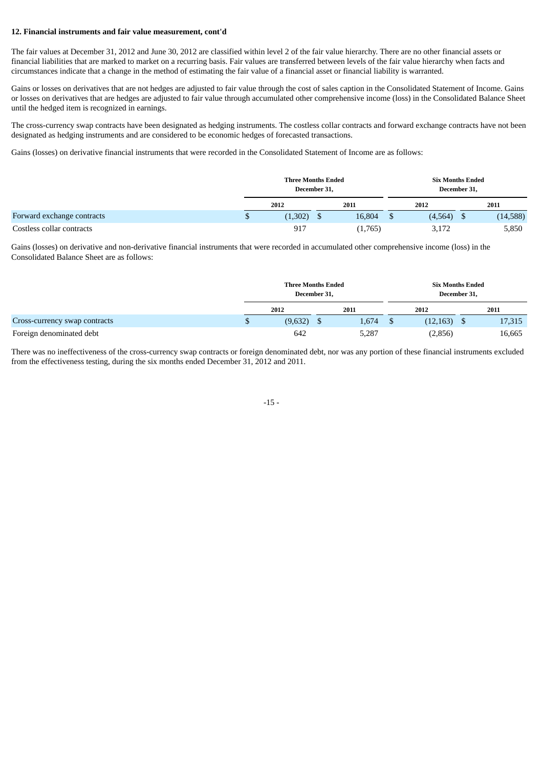**12. Financial instruments and fair value measurement, cont'd**

The fair values at December 31, 2012 and June 30, 2012 are classified within level 2 of the fair value hierarchy. There are no other financial assets or financial liabilities that are marked to market on a recurring basis. Fair values are transferred between levels of the fair value hierarchy when facts and circumstances indicate that a change in the method of estimating the fair value of a financial asset or financial liability is warranted.

Gains or losses on derivatives that are not hedges are adjusted to fair value through the cost of sales caption in the Consolidated Statement of Income. Gains or losses on derivatives that are hedges are adjusted to fair value through accumulated other comprehensive income (loss) in the Consolidated Balance Sheet until the hedged item is recognized in earnings.

The cross-currency swap contracts have been designated as hedging instruments. The costless collar contracts and forward exchange contracts have not been designated as hedging instruments and are considered to be economic hedges of forecasted transactions.

Gains (losses) on derivative financial instruments that were recorded in the Consolidated Statement of Income are as follows:

| | Three Months Ended December 31, | | Six Months Ended December 31, | |
|---|---|---|---|---|
| | 2012 | 2011 | 2012 | 2011 |
| Forward exchange contracts | $ (1,302) | $ 16,804 | $ (4,564) | $ (14,588) |
| Costless collar contracts | 917 | (1,765) | 3,172 | 5,850 |

Gains (losses) on derivative and non-derivative financial instruments that were recorded in accumulated other comprehensive income (loss) in the Consolidated Balance Sheet are as follows:

| | Three Months Ended December 31, | | Six Months Ended December 31, | |
|---|---|---|---|---|
| | 2012 | 2011 | 2012 | 2011 |
| Cross-currency swap contracts | $ (9,632) | $ 1,674 | $ (12,163) | $ 17,315 |
| Foreign denominated debt | 642 | 5,287 | (2,856) | 16,665 |

There was no ineffectiveness of the cross-currency swap contracts or foreign denominated debt, nor was any portion of these financial instruments excluded from the effectiveness testing, during the six months ended December 31, 2012 and 2011.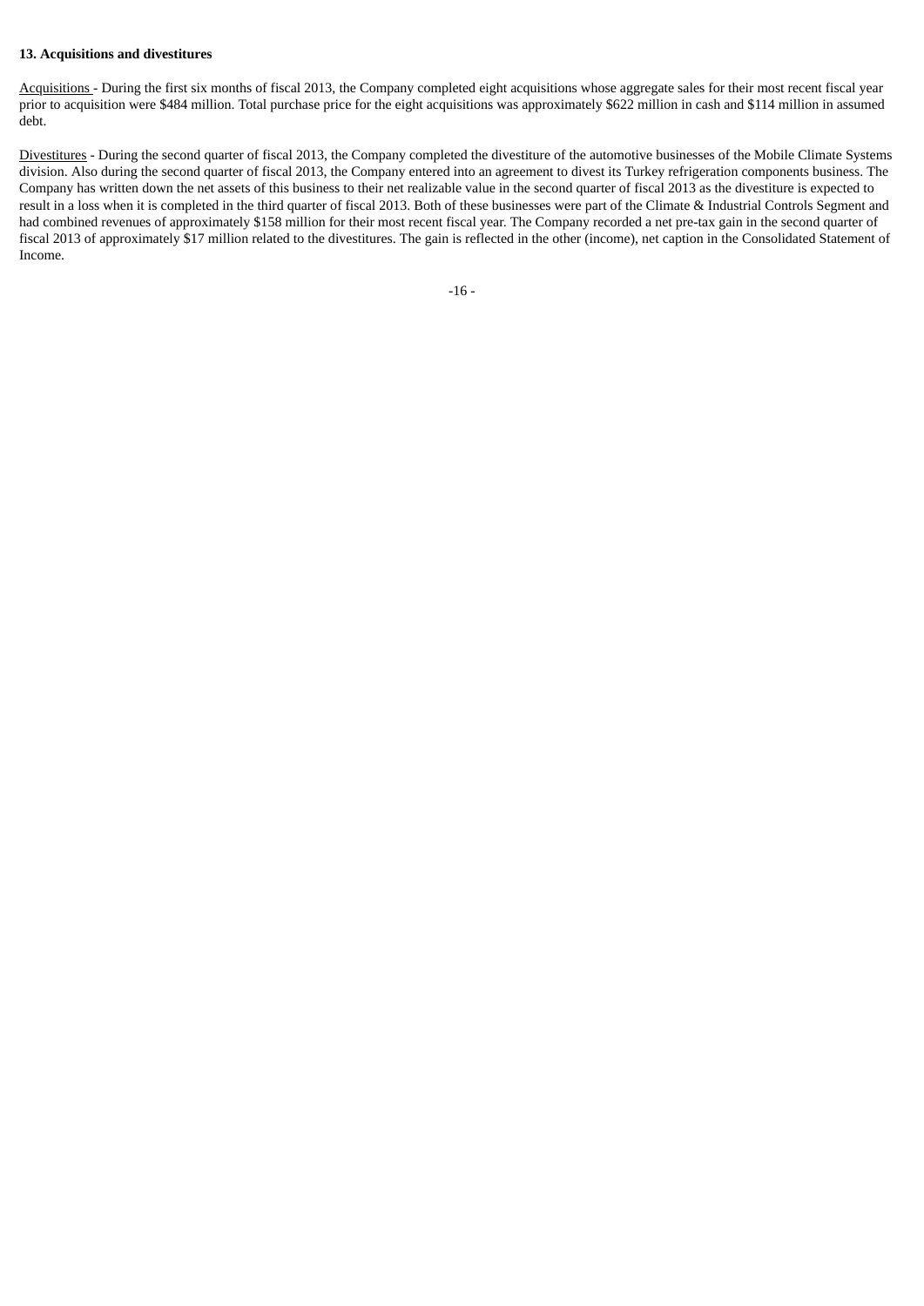**13. Acquisitions and divestitures**

Acquisitions - During the first six months of fiscal 2013, the Company completed eight acquisitions whose aggregate sales for their most recent fiscal year prior to acquisition were $484 million. Total purchase price for the eight acquisitions was approximately $622 million in cash and $114 million in assumed debt.

Divestitures - During the second quarter of fiscal 2013, the Company completed the divestiture of the automotive businesses of the Mobile Climate Systems division. Also during the second quarter of fiscal 2013, the Company entered into an agreement to divest its Turkey refrigeration components business. The Company has written down the net assets of this business to their net realizable value in the second quarter of fiscal 2013 as the divestiture is expected to result in a loss when it is completed in the third quarter of fiscal 2013. Both of these businesses were part of the Climate & Industrial Controls Segment and had combined revenues of approximately $158 million for their most recent fiscal year. The Company recorded a net pre-tax gain in the second quarter of fiscal 2013 of approximately $17 million related to the divestitures. The gain is reflected in the other (income), net caption in the Consolidated Statement of Income.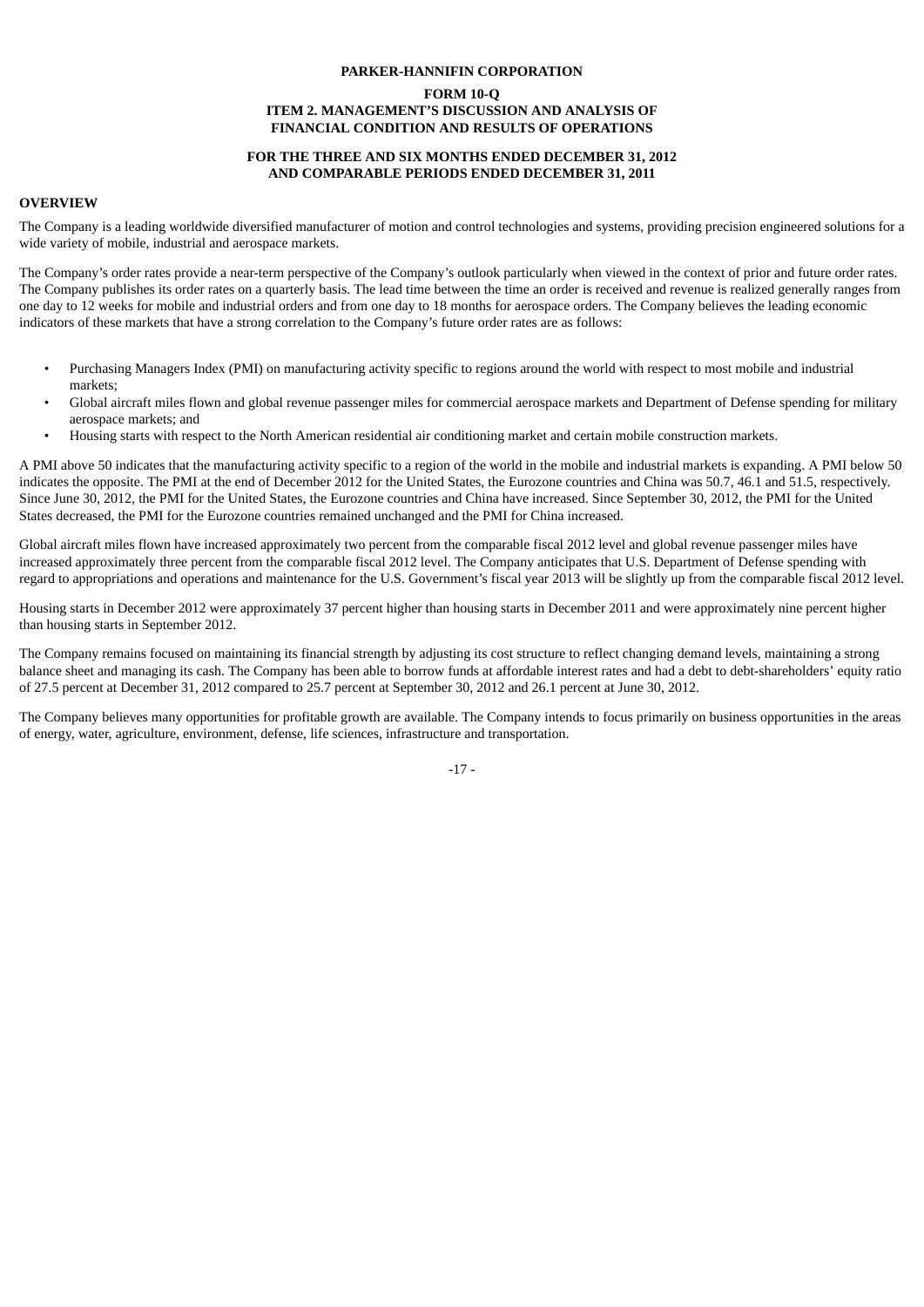**PARKER-HANNIFIN CORPORATION**

**FORM 10-Q**
**ITEM 2. MANAGEMENT'S DISCUSSION AND ANALYSIS OF FINANCIAL CONDITION AND RESULTS OF OPERATIONS**

**FOR THE THREE AND SIX MONTHS ENDED DECEMBER 31, 2012 AND COMPARABLE PERIODS ENDED DECEMBER 31, 2011**

## OVERVIEW

The Company is a leading worldwide diversified manufacturer of motion and control technologies and systems, providing precision engineered solutions for a wide variety of mobile, industrial and aerospace markets.

The Company's order rates provide a near-term perspective of the Company's outlook particularly when viewed in the context of prior and future order rates. The Company publishes its order rates on a quarterly basis. The lead time between the time an order is received and revenue is realized generally ranges from one day to 12 weeks for mobile and industrial orders and from one day to 18 months for aerospace orders. The Company believes the leading economic indicators of these markets that have a strong correlation to the Company's future order rates are as follows:

- Purchasing Managers Index (PMI) on manufacturing activity specific to regions around the world with respect to most mobile and industrial markets;
- Global aircraft miles flown and global revenue passenger miles for commercial aerospace markets and Department of Defense spending for military aerospace markets; and
- Housing starts with respect to the North American residential air conditioning market and certain mobile construction markets.

A PMI above 50 indicates that the manufacturing activity specific to a region of the world in the mobile and industrial markets is expanding. A PMI below 50 indicates the opposite. The PMI at the end of December 2012 for the United States, the Eurozone countries and China was 50.7, 46.1 and 51.5, respectively. Since June 30, 2012, the PMI for the United States, the Eurozone countries and China have increased. Since September 30, 2012, the PMI for the United States decreased, the PMI for the Eurozone countries remained unchanged and the PMI for China increased.

Global aircraft miles flown have increased approximately two percent from the comparable fiscal 2012 level and global revenue passenger miles have increased approximately three percent from the comparable fiscal 2012 level. The Company anticipates that U.S. Department of Defense spending with regard to appropriations and operations and maintenance for the U.S. Government's fiscal year 2013 will be slightly up from the comparable fiscal 2012 level.

Housing starts in December 2012 were approximately 37 percent higher than housing starts in December 2011 and were approximately nine percent higher than housing starts in September 2012.

The Company remains focused on maintaining its financial strength by adjusting its cost structure to reflect changing demand levels, maintaining a strong balance sheet and managing its cash. The Company has been able to borrow funds at affordable interest rates and had a debt to debt-shareholders' equity ratio of 27.5 percent at December 31, 2012 compared to 25.7 percent at September 30, 2012 and 26.1 percent at June 30, 2012.

The Company believes many opportunities for profitable growth are available. The Company intends to focus primarily on business opportunities in the areas of energy, water, agriculture, environment, defense, life sciences, infrastructure and transportation.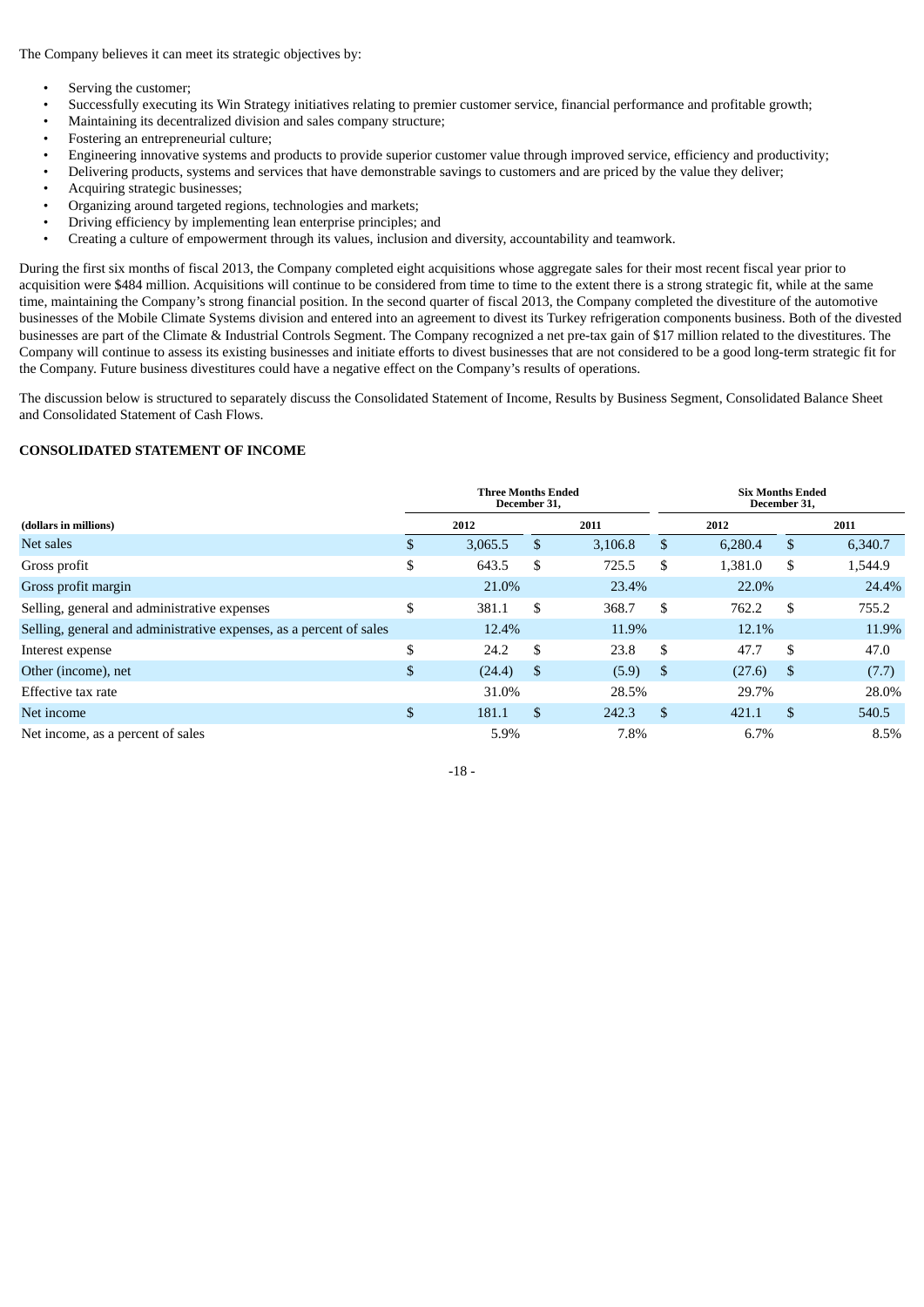The Company believes it can meet its strategic objectives by:

- Serving the customer;
- Successfully executing its Win Strategy initiatives relating to premier customer service, financial performance and profitable growth;
- Maintaining its decentralized division and sales company structure;
- Fostering an entrepreneurial culture;
- Engineering innovative systems and products to provide superior customer value through improved service, efficiency and productivity;
- Delivering products, systems and services that have demonstrable savings to customers and are priced by the value they deliver;
- Acquiring strategic businesses;
- Organizing around targeted regions, technologies and markets;
- Driving efficiency by implementing lean enterprise principles; and
- Creating a culture of empowerment through its values, inclusion and diversity, accountability and teamwork.

During the first six months of fiscal 2013, the Company completed eight acquisitions whose aggregate sales for their most recent fiscal year prior to acquisition were $484 million. Acquisitions will continue to be considered from time to time to the extent there is a strong strategic fit, while at the same time, maintaining the Company's strong financial position. In the second quarter of fiscal 2013, the Company completed the divestiture of the automotive businesses of the Mobile Climate Systems division and entered into an agreement to divest its Turkey refrigeration components business. Both of the divested businesses are part of the Climate & Industrial Controls Segment. The Company recognized a net pre-tax gain of $17 million related to the divestitures. The Company will continue to assess its existing businesses and initiate efforts to divest businesses that are not considered to be a good long-term strategic fit for the Company. Future business divestitures could have a negative effect on the Company's results of operations.

The discussion below is structured to separately discuss the Consolidated Statement of Income, Results by Business Segment, Consolidated Balance Sheet and Consolidated Statement of Cash Flows.

**CONSOLIDATED STATEMENT OF INCOME**

| | Three Months Ended December 31, | | Six Months Ended December 31, | |
|---|---|---|---|---|
| **(dollars in millions)** | **2012** | **2011** | **2012** | **2011** |
| Net sales | $ 3,065.5 | $ 3,106.8 | $ 6,280.4 | $ 6,340.7 |
| Gross profit | $ 643.5 | $ 725.5 | $ 1,381.0 | $ 1,544.9 |
| Gross profit margin | 21.0% | 23.4% | 22.0% | 24.4% |
| Selling, general and administrative expenses | $ 381.1 | $ 368.7 | $ 762.2 | $ 755.2 |
| Selling, general and administrative expenses, as a percent of sales | 12.4% | 11.9% | 12.1% | 11.9% |
| Interest expense | $ 24.2 | $ 23.8 | $ 47.7 | $ 47.0 |
| Other (income), net | $ (24.4) | $ (5.9) | $ (27.6) | $ (7.7) |
| Effective tax rate | 31.0% | 28.5% | 29.7% | 28.0% |
| Net income | $ 181.1 | $ 242.3 | $ 421.1 | $ 540.5 |
| Net income, as a percent of sales | 5.9% | 7.8% | 6.7% | 8.5% |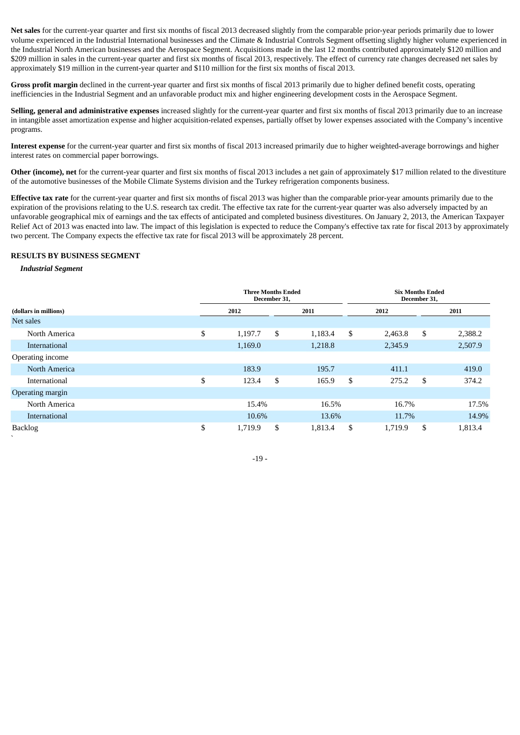**Net sales** for the current-year quarter and first six months of fiscal 2013 decreased slightly from the comparable prior-year periods primarily due to lower volume experienced in the Industrial International businesses and the Climate & Industrial Controls Segment offsetting slightly higher volume experienced in the Industrial North American businesses and the Aerospace Segment. Acquisitions made in the last 12 months contributed approximately $120 million and $209 million in sales in the current-year quarter and first six months of fiscal 2013, respectively. The effect of currency rate changes decreased net sales by approximately $19 million in the current-year quarter and $110 million for the first six months of fiscal 2013.

**Gross profit margin** declined in the current-year quarter and first six months of fiscal 2013 primarily due to higher defined benefit costs, operating inefficiencies in the Industrial Segment and an unfavorable product mix and higher engineering development costs in the Aerospace Segment.

**Selling, general and administrative expenses** increased slightly for the current-year quarter and first six months of fiscal 2013 primarily due to an increase in intangible asset amortization expense and higher acquisition-related expenses, partially offset by lower expenses associated with the Company's incentive programs.

**Interest expense** for the current-year quarter and first six months of fiscal 2013 increased primarily due to higher weighted-average borrowings and higher interest rates on commercial paper borrowings.

**Other (income), net** for the current-year quarter and first six months of fiscal 2013 includes a net gain of approximately $17 million related to the divestiture of the automotive businesses of the Mobile Climate Systems division and the Turkey refrigeration components business.

**Effective tax rate** for the current-year quarter and first six months of fiscal 2013 was higher than the comparable prior-year amounts primarily due to the expiration of the provisions relating to the U.S. research tax credit. The effective tax rate for the current-year quarter was also adversely impacted by an unfavorable geographical mix of earnings and the tax effects of anticipated and completed business divestitures. On January 2, 2013, the American Taxpayer Relief Act of 2013 was enacted into law. The impact of this legislation is expected to reduce the Company's effective tax rate for fiscal 2013 by approximately two percent. The Company expects the effective tax rate for fiscal 2013 will be approximately 28 percent.

## RESULTS BY BUSINESS SEGMENT

### *Industrial Segment*

| | Three Months Ended December 31, | | Six Months Ended December 31, | |
|---|---|---|---|---|
| (dollars in millions) | 2012 | 2011 | 2012 | 2011 |
| Net sales | | | | |
| North America | $ 1,197.7 | $ 1,183.4 | $ 2,463.8 | $ 2,388.2 |
| International | 1,169.0 | 1,218.8 | 2,345.9 | 2,507.9 |
| Operating income | | | | |
| North America | 183.9 | 195.7 | 411.1 | 419.0 |
| International | $ 123.4 | $ 165.9 | $ 275.2 | $ 374.2 |
| Operating margin | | | | |
| North America | 15.4% | 16.5% | 16.7% | 17.5% |
| International | 10.6% | 13.6% | 11.7% | 14.9% |
| Backlog | $ 1,719.9 | $ 1,813.4 | $ 1,719.9 | $ 1,813.4 |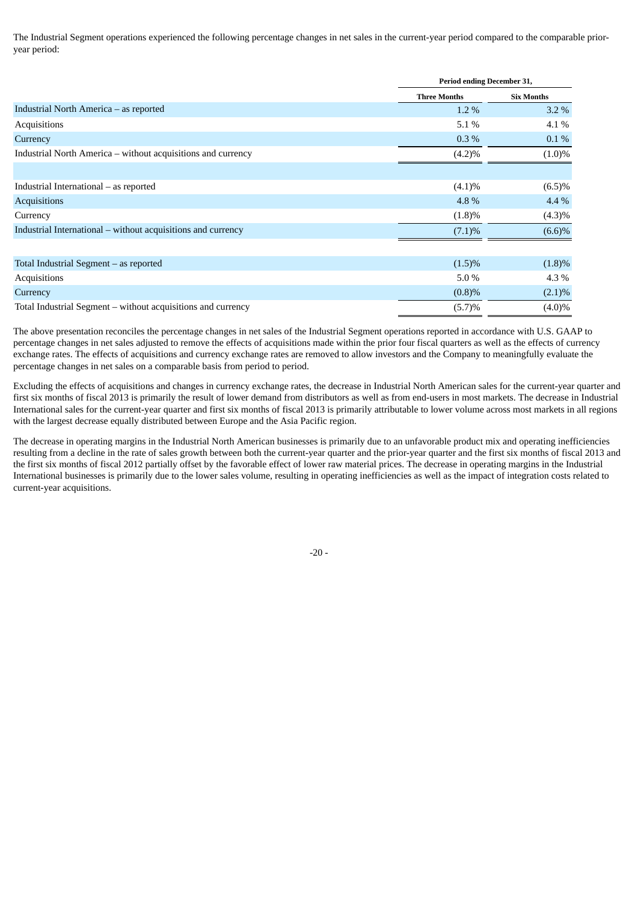The Industrial Segment operations experienced the following percentage changes in net sales in the current-year period compared to the comparable prior-year period:

| | Period ending December 31, | |
|---|---|---|
| | Three Months | Six Months |
| Industrial North America – as reported | 1.2 % | 3.2 % |
| Acquisitions | 5.1 % | 4.1 % |
| Currency | 0.3 % | 0.1 % |
| Industrial North America – without acquisitions and currency | (4.2)% | (1.0)% |
| | | |
| Industrial International – as reported | (4.1)% | (6.5)% |
| Acquisitions | 4.8 % | 4.4 % |
| Currency | (1.8)% | (4.3)% |
| Industrial International – without acquisitions and currency | (7.1)% | (6.6)% |
| | | |
| Total Industrial Segment – as reported | (1.5)% | (1.8)% |
| Acquisitions | 5.0 % | 4.3 % |
| Currency | (0.8)% | (2.1)% |
| Total Industrial Segment – without acquisitions and currency | (5.7)% | (4.0)% |

The above presentation reconciles the percentage changes in net sales of the Industrial Segment operations reported in accordance with U.S. GAAP to percentage changes in net sales adjusted to remove the effects of acquisitions made within the prior four fiscal quarters as well as the effects of currency exchange rates. The effects of acquisitions and currency exchange rates are removed to allow investors and the Company to meaningfully evaluate the percentage changes in net sales on a comparable basis from period to period.

Excluding the effects of acquisitions and changes in currency exchange rates, the decrease in Industrial North American sales for the current-year quarter and first six months of fiscal 2013 is primarily the result of lower demand from distributors as well as from end-users in most markets. The decrease in Industrial International sales for the current-year quarter and first six months of fiscal 2013 is primarily attributable to lower volume across most markets in all regions with the largest decrease equally distributed between Europe and the Asia Pacific region.

The decrease in operating margins in the Industrial North American businesses is primarily due to an unfavorable product mix and operating inefficiencies resulting from a decline in the rate of sales growth between both the current-year quarter and the prior-year quarter and the first six months of fiscal 2013 and the first six months of fiscal 2012 partially offset by the favorable effect of lower raw material prices. The decrease in operating margins in the Industrial International businesses is primarily due to the lower sales volume, resulting in operating inefficiencies as well as the impact of integration costs related to current-year acquisitions.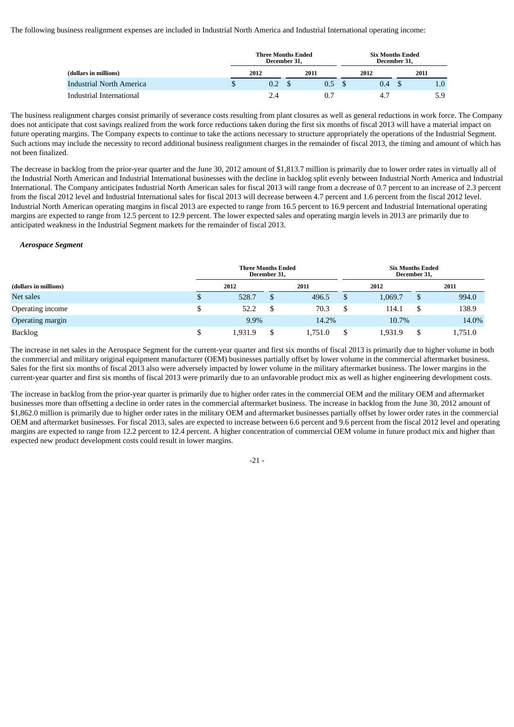The following business realignment expenses are included in Industrial North America and Industrial International operating income:

| (dollars in millions) | Three Months Ended December 31, | | Six Months Ended December 31, | |
|---|---|---|---|---|
| | 2012 | 2011 | 2012 | 2011 |
| Industrial North America | $ 0.2 | $ 0.5 | $ 0.4 | $ 1.0 |
| Industrial International | 2.4 | 0.7 | 4.7 | 5.9 |

The business realignment charges consist primarily of severance costs resulting from plant closures as well as general reductions in work force. The Company does not anticipate that cost savings realized from the work force reductions taken during the first six months of fiscal 2013 will have a material impact on future operating margins. The Company expects to continue to take the actions necessary to structure appropriately the operations of the Industrial Segment. Such actions may include the necessity to record additional business realignment charges in the remainder of fiscal 2013, the timing and amount of which has not been finalized.

The decrease in backlog from the prior-year quarter and the June 30, 2012 amount of $1,813.7 million is primarily due to lower order rates in virtually all of the Industrial North American and Industrial International businesses with the decline in backlog split evenly between Industrial North America and Industrial International. The Company anticipates Industrial North American sales for fiscal 2013 will range from a decrease of 0.7 percent to an increase of 2.3 percent from the fiscal 2012 level and Industrial International sales for fiscal 2013 will decrease between 4.7 percent and 1.6 percent from the fiscal 2012 level. Industrial North American operating margins in fiscal 2013 are expected to range from 16.5 percent to 16.9 percent and Industrial International operating margins are expected to range from 12.5 percent to 12.9 percent. The lower expected sales and operating margin levels in 2013 are primarily due to anticipated weakness in the Industrial Segment markets for the remainder of fiscal 2013.

***Aerospace Segment***

| (dollars in millions) | Three Months Ended December 31, | | Six Months Ended December 31, | |
|---|---|---|---|---|
| | 2012 | 2011 | 2012 | 2011 |
| Net sales | $ 528.7 | $ 496.5 | $ 1,069.7 | $ 994.0 |
| Operating income | $ 52.2 | $ 70.3 | $ 114.1 | $ 138.9 |
| Operating margin | 9.9% | 14.2% | 10.7% | 14.0% |
| Backlog | $ 1,931.9 | $ 1,751.0 | $ 1,931.9 | $ 1,751.0 |

The increase in net sales in the Aerospace Segment for the current-year quarter and first six months of fiscal 2013 is primarily due to higher volume in both the commercial and military original equipment manufacturer (OEM) businesses partially offset by lower volume in the commercial aftermarket business. Sales for the first six months of fiscal 2013 also were adversely impacted by lower volume in the military aftermarket business. The lower margins in the current-year quarter and first six months of fiscal 2013 were primarily due to an unfavorable product mix as well as higher engineering development costs.

The increase in backlog from the prior-year quarter is primarily due to higher order rates in the commercial OEM and the military OEM and aftermarket businesses more than offsetting a decline in order rates in the commercial aftermarket business. The increase in backlog from the June 30, 2012 amount of $1,862.0 million is primarily due to higher order rates in the military OEM and aftermarket businesses partially offset by lower order rates in the commercial OEM and aftermarket businesses. For fiscal 2013, sales are expected to increase between 6.6 percent and 9.6 percent from the fiscal 2012 level and operating margins are expected to range from 12.2 percent to 12.4 percent. A higher concentration of commercial OEM volume in future product mix and higher than expected new product development costs could result in lower margins.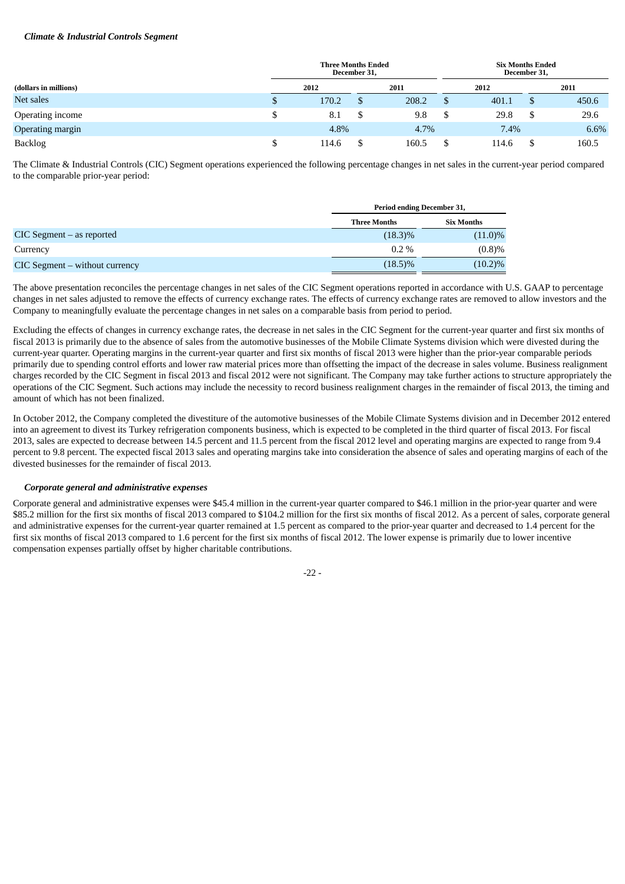***Climate & Industrial Controls Segment***

| (dollars in millions) | Three Months Ended December 31, | | Six Months Ended December 31, | |
|---|---|---|---|---|
| | 2012 | 2011 | 2012 | 2011 |
| Net sales | $ 170.2 | $ 208.2 | $ 401.1 | $ 450.6 |
| Operating income | $ 8.1 | $ 9.8 | $ 29.8 | $ 29.6 |
| Operating margin | 4.8% | 4.7% | 7.4% | 6.6% |
| Backlog | $ 114.6 | $ 160.5 | $ 114.6 | $ 160.5 |

The Climate & Industrial Controls (CIC) Segment operations experienced the following percentage changes in net sales in the current-year period compared to the comparable prior-year period:

| | Period ending December 31, | |
|---|---|---|
| | Three Months | Six Months |
| CIC Segment – as reported | (18.3)% | (11.0)% |
| Currency | 0.2 % | (0.8)% |
| CIC Segment – without currency | (18.5)% | (10.2)% |

The above presentation reconciles the percentage changes in net sales of the CIC Segment operations reported in accordance with U.S. GAAP to percentage changes in net sales adjusted to remove the effects of currency exchange rates. The effects of currency exchange rates are removed to allow investors and the Company to meaningfully evaluate the percentage changes in net sales on a comparable basis from period to period.

Excluding the effects of changes in currency exchange rates, the decrease in net sales in the CIC Segment for the current-year quarter and first six months of fiscal 2013 is primarily due to the absence of sales from the automotive businesses of the Mobile Climate Systems division which were divested during the current-year quarter. Operating margins in the current-year quarter and first six months of fiscal 2013 were higher than the prior-year comparable periods primarily due to spending control efforts and lower raw material prices more than offsetting the impact of the decrease in sales volume. Business realignment charges recorded by the CIC Segment in fiscal 2013 and fiscal 2012 were not significant. The Company may take further actions to structure appropriately the operations of the CIC Segment. Such actions may include the necessity to record business realignment charges in the remainder of fiscal 2013, the timing and amount of which has not been finalized.

In October 2012, the Company completed the divestiture of the automotive businesses of the Mobile Climate Systems division and in December 2012 entered into an agreement to divest its Turkey refrigeration components business, which is expected to be completed in the third quarter of fiscal 2013. For fiscal 2013, sales are expected to decrease between 14.5 percent and 11.5 percent from the fiscal 2012 level and operating margins are expected to range from 9.4 percent to 9.8 percent. The expected fiscal 2013 sales and operating margins take into consideration the absence of sales and operating margins of each of the divested businesses for the remainder of fiscal 2013.

***Corporate general and administrative expenses***

Corporate general and administrative expenses were $45.4 million in the current-year quarter compared to $46.1 million in the prior-year quarter and were $85.2 million for the first six months of fiscal 2013 compared to $104.2 million for the first six months of fiscal 2012. As a percent of sales, corporate general and administrative expenses for the current-year quarter remained at 1.5 percent as compared to the prior-year quarter and decreased to 1.4 percent for the first six months of fiscal 2013 compared to 1.6 percent for the first six months of fiscal 2012. The lower expense is primarily due to lower incentive compensation expenses partially offset by higher charitable contributions.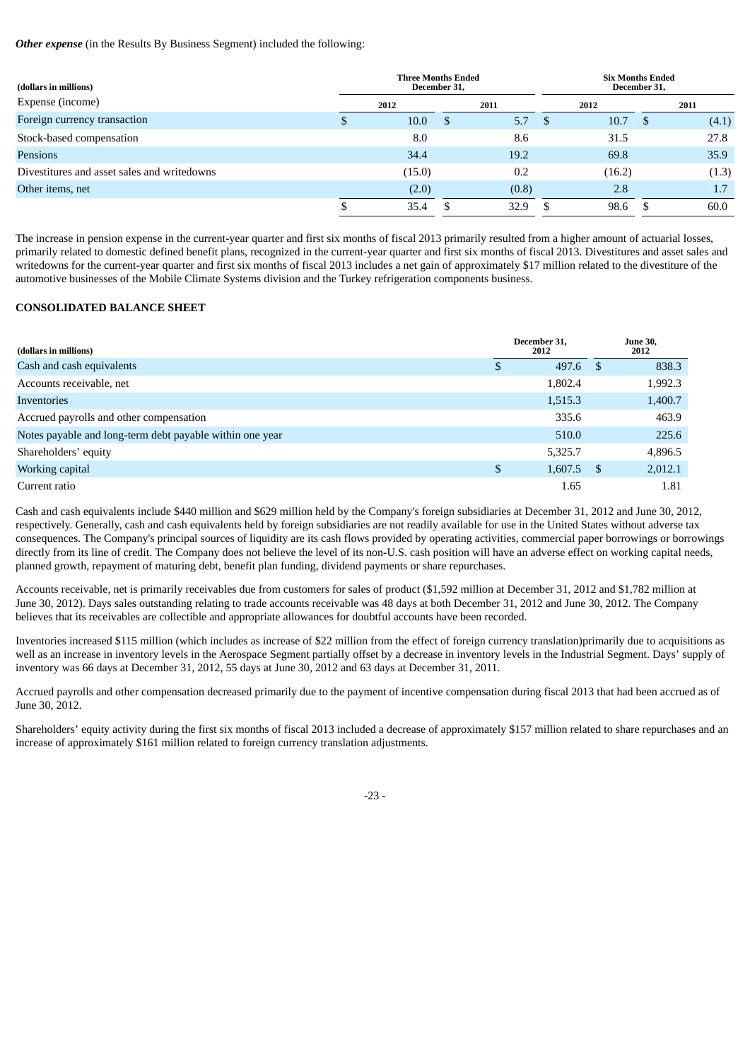***Other expense*** (in the Results By Business Segment) included the following:

| (dollars in millions) | Three Months Ended December 31, | | Six Months Ended December 31, | |
|---|---|---|---|---|
| Expense (income) | 2012 | 2011 | 2012 | 2011 |
| Foreign currency transaction | $ 10.0 | $ 5.7 | $ 10.7 | $ (4.1) |
| Stock-based compensation | 8.0 | 8.6 | 31.5 | 27.8 |
| Pensions | 34.4 | 19.2 | 69.8 | 35.9 |
| Divestitures and asset sales and writedowns | (15.0) | 0.2 | (16.2) | (1.3) |
| Other items, net | (2.0) | (0.8) | 2.8 | 1.7 |
| | $ 35.4 | $ 32.9 | $ 98.6 | $ 60.0 |

The increase in pension expense in the current-year quarter and first six months of fiscal 2013 primarily resulted from a higher amount of actuarial losses, primarily related to domestic defined benefit plans, recognized in the current-year quarter and first six months of fiscal 2013. Divestitures and asset sales and writedowns for the current-year quarter and first six months of fiscal 2013 includes a net gain of approximately $17 million related to the divestiture of the automotive businesses of the Mobile Climate Systems division and the Turkey refrigeration components business.

**CONSOLIDATED BALANCE SHEET**

| (dollars in millions) | December 31, 2012 | June 30, 2012 |
|---|---|---|
| Cash and cash equivalents | $ 497.6 | $ 838.3 |
| Accounts receivable, net | 1,802.4 | 1,992.3 |
| Inventories | 1,515.3 | 1,400.7 |
| Accrued payrolls and other compensation | 335.6 | 463.9 |
| Notes payable and long-term debt payable within one year | 510.0 | 225.6 |
| Shareholders' equity | 5,325.7 | 4,896.5 |
| Working capital | $ 1,607.5 | $ 2,012.1 |
| Current ratio | 1.65 | 1.81 |

Cash and cash equivalents include $440 million and $629 million held by the Company's foreign subsidiaries at December 31, 2012 and June 30, 2012, respectively. Generally, cash and cash equivalents held by foreign subsidiaries are not readily available for use in the United States without adverse tax consequences. The Company's principal sources of liquidity are its cash flows provided by operating activities, commercial paper borrowings or borrowings directly from its line of credit. The Company does not believe the level of its non-U.S. cash position will have an adverse effect on working capital needs, planned growth, repayment of maturing debt, benefit plan funding, dividend payments or share repurchases.

Accounts receivable, net is primarily receivables due from customers for sales of product ($1,592 million at December 31, 2012 and $1,782 million at June 30, 2012). Days sales outstanding relating to trade accounts receivable was 48 days at both December 31, 2012 and June 30, 2012. The Company believes that its receivables are collectible and appropriate allowances for doubtful accounts have been recorded.

Inventories increased $115 million (which includes as increase of $22 million from the effect of foreign currency translation)primarily due to acquisitions as well as an increase in inventory levels in the Aerospace Segment partially offset by a decrease in inventory levels in the Industrial Segment. Days' supply of inventory was 66 days at December 31, 2012, 55 days at June 30, 2012 and 63 days at December 31, 2011.

Accrued payrolls and other compensation decreased primarily due to the payment of incentive compensation during fiscal 2013 that had been accrued as of June 30, 2012.

Shareholders' equity activity during the first six months of fiscal 2013 included a decrease of approximately $157 million related to share repurchases and an increase of approximately $161 million related to foreign currency translation adjustments.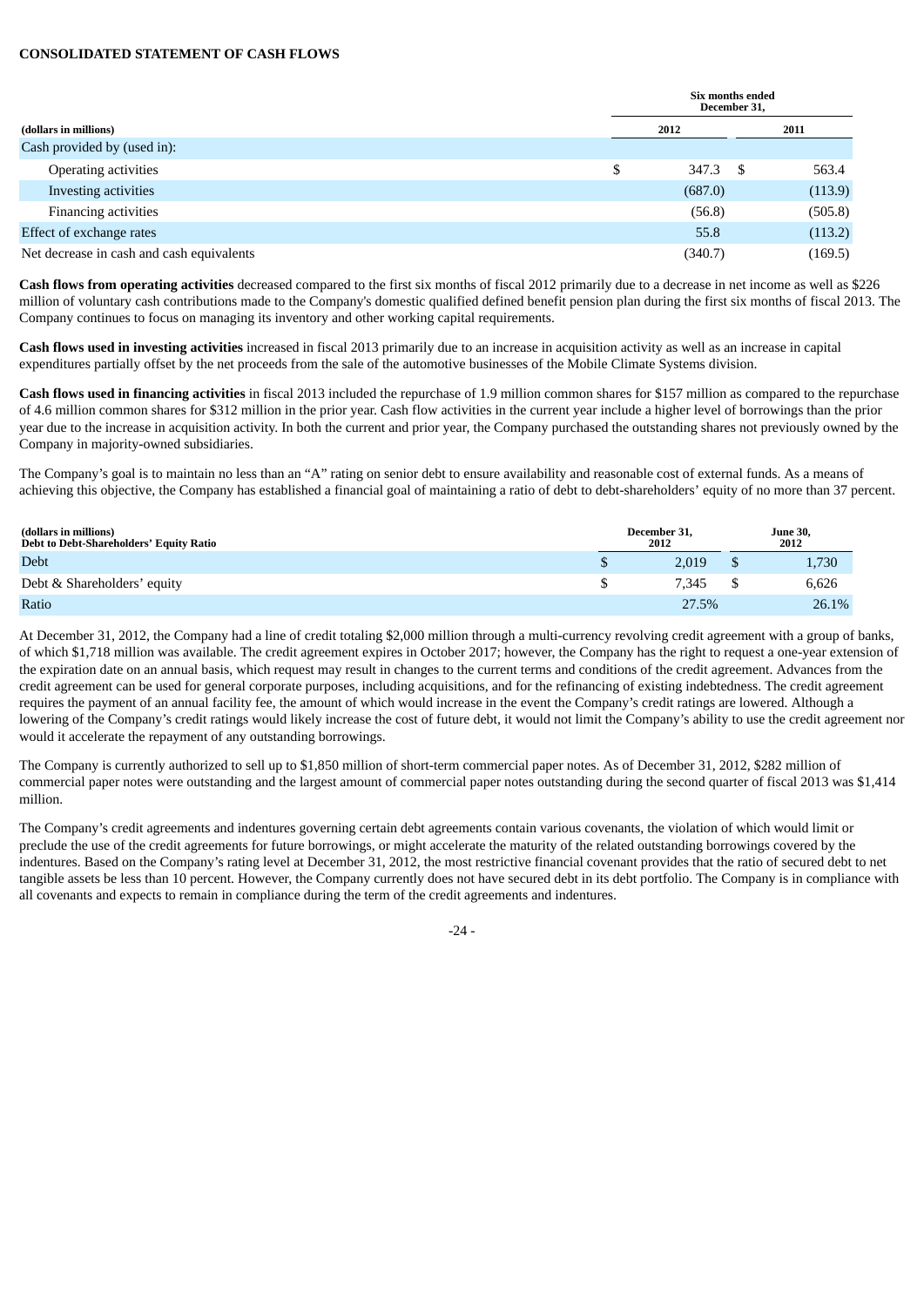**CONSOLIDATED STATEMENT OF CASH FLOWS**

| (dollars in millions) | Six months ended December 31, 2012 | 2011 |
|---|---|---|
| Cash provided by (used in): | | |
| Operating activities | $ 347.3 | $ 563.4 |
| Investing activities | (687.0) | (113.9) |
| Financing activities | (56.8) | (505.8) |
| Effect of exchange rates | 55.8 | (113.2) |
| Net decrease in cash and cash equivalents | (340.7) | (169.5) |

**Cash flows from operating activities** decreased compared to the first six months of fiscal 2012 primarily due to a decrease in net income as well as $226 million of voluntary cash contributions made to the Company's domestic qualified defined benefit pension plan during the first six months of fiscal 2013. The Company continues to focus on managing its inventory and other working capital requirements.

**Cash flows used in investing activities** increased in fiscal 2013 primarily due to an increase in acquisition activity as well as an increase in capital expenditures partially offset by the net proceeds from the sale of the automotive businesses of the Mobile Climate Systems division.

**Cash flows used in financing activities** in fiscal 2013 included the repurchase of 1.9 million common shares for $157 million as compared to the repurchase of 4.6 million common shares for $312 million in the prior year. Cash flow activities in the current year include a higher level of borrowings than the prior year due to the increase in acquisition activity. In both the current and prior year, the Company purchased the outstanding shares not previously owned by the Company in majority-owned subsidiaries.

The Company's goal is to maintain no less than an "A" rating on senior debt to ensure availability and reasonable cost of external funds. As a means of achieving this objective, the Company has established a financial goal of maintaining a ratio of debt to debt-shareholders' equity of no more than 37 percent.

| (dollars in millions) Debt to Debt-Shareholders' Equity Ratio | December 31, 2012 | June 30, 2012 |
|---|---|---|
| Debt | $ 2,019 | $ 1,730 |
| Debt & Shareholders' equity | $ 7,345 | $ 6,626 |
| Ratio | 27.5% | 26.1% |

At December 31, 2012, the Company had a line of credit totaling $2,000 million through a multi-currency revolving credit agreement with a group of banks, of which $1,718 million was available. The credit agreement expires in October 2017; however, the Company has the right to request a one-year extension of the expiration date on an annual basis, which request may result in changes to the current terms and conditions of the credit agreement. Advances from the credit agreement can be used for general corporate purposes, including acquisitions, and for the refinancing of existing indebtedness. The credit agreement requires the payment of an annual facility fee, the amount of which would increase in the event the Company's credit ratings are lowered. Although a lowering of the Company's credit ratings would likely increase the cost of future debt, it would not limit the Company's ability to use the credit agreement nor would it accelerate the repayment of any outstanding borrowings.

The Company is currently authorized to sell up to $1,850 million of short-term commercial paper notes. As of December 31, 2012, $282 million of commercial paper notes were outstanding and the largest amount of commercial paper notes outstanding during the second quarter of fiscal 2013 was $1,414 million.

The Company's credit agreements and indentures governing certain debt agreements contain various covenants, the violation of which would limit or preclude the use of the credit agreements for future borrowings, or might accelerate the maturity of the related outstanding borrowings covered by the indentures. Based on the Company's rating level at December 31, 2012, the most restrictive financial covenant provides that the ratio of secured debt to net tangible assets be less than 10 percent. However, the Company currently does not have secured debt in its debt portfolio. The Company is in compliance with all covenants and expects to remain in compliance during the term of the credit agreements and indentures.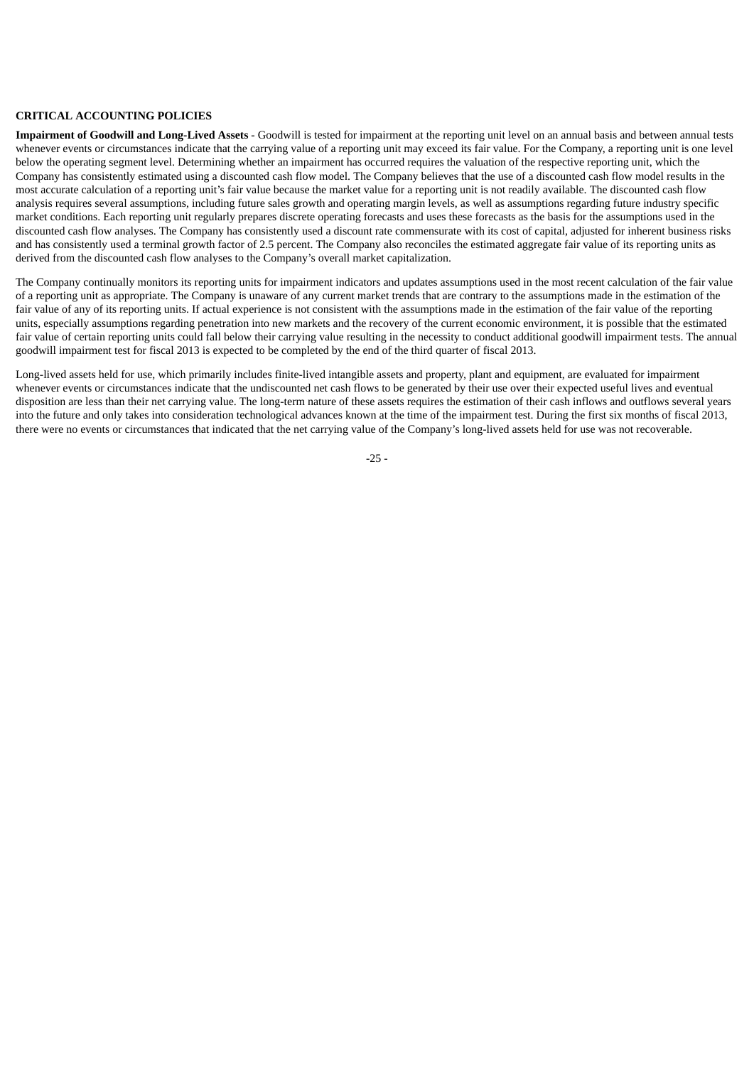## CRITICAL ACCOUNTING POLICIES

**Impairment of Goodwill and Long-Lived Assets** - Goodwill is tested for impairment at the reporting unit level on an annual basis and between annual tests whenever events or circumstances indicate that the carrying value of a reporting unit may exceed its fair value. For the Company, a reporting unit is one level below the operating segment level. Determining whether an impairment has occurred requires the valuation of the respective reporting unit, which the Company has consistently estimated using a discounted cash flow model. The Company believes that the use of a discounted cash flow model results in the most accurate calculation of a reporting unit's fair value because the market value for a reporting unit is not readily available. The discounted cash flow analysis requires several assumptions, including future sales growth and operating margin levels, as well as assumptions regarding future industry specific market conditions. Each reporting unit regularly prepares discrete operating forecasts and uses these forecasts as the basis for the assumptions used in the discounted cash flow analyses. The Company has consistently used a discount rate commensurate with its cost of capital, adjusted for inherent business risks and has consistently used a terminal growth factor of 2.5 percent. The Company also reconciles the estimated aggregate fair value of its reporting units as derived from the discounted cash flow analyses to the Company's overall market capitalization.

The Company continually monitors its reporting units for impairment indicators and updates assumptions used in the most recent calculation of the fair value of a reporting unit as appropriate. The Company is unaware of any current market trends that are contrary to the assumptions made in the estimation of the fair value of any of its reporting units. If actual experience is not consistent with the assumptions made in the estimation of the fair value of the reporting units, especially assumptions regarding penetration into new markets and the recovery of the current economic environment, it is possible that the estimated fair value of certain reporting units could fall below their carrying value resulting in the necessity to conduct additional goodwill impairment tests. The annual goodwill impairment test for fiscal 2013 is expected to be completed by the end of the third quarter of fiscal 2013.

Long-lived assets held for use, which primarily includes finite-lived intangible assets and property, plant and equipment, are evaluated for impairment whenever events or circumstances indicate that the undiscounted net cash flows to be generated by their use over their expected useful lives and eventual disposition are less than their net carrying value. The long-term nature of these assets requires the estimation of their cash inflows and outflows several years into the future and only takes into consideration technological advances known at the time of the impairment test. During the first six months of fiscal 2013, there were no events or circumstances that indicated that the net carrying value of the Company's long-lived assets held for use was not recoverable.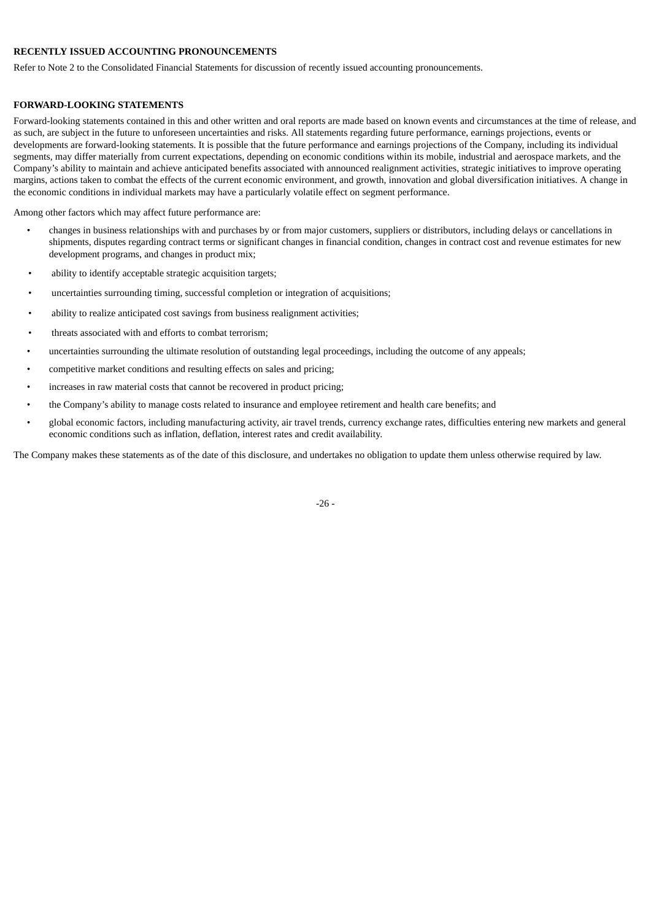**RECENTLY ISSUED ACCOUNTING PRONOUNCEMENTS**

Refer to Note 2 to the Consolidated Financial Statements for discussion of recently issued accounting pronouncements.

**FORWARD-LOOKING STATEMENTS**

Forward-looking statements contained in this and other written and oral reports are made based on known events and circumstances at the time of release, and as such, are subject in the future to unforeseen uncertainties and risks. All statements regarding future performance, earnings projections, events or developments are forward-looking statements. It is possible that the future performance and earnings projections of the Company, including its individual segments, may differ materially from current expectations, depending on economic conditions within its mobile, industrial and aerospace markets, and the Company's ability to maintain and achieve anticipated benefits associated with announced realignment activities, strategic initiatives to improve operating margins, actions taken to combat the effects of the current economic environment, and growth, innovation and global diversification initiatives. A change in the economic conditions in individual markets may have a particularly volatile effect on segment performance.

Among other factors which may affect future performance are:

- changes in business relationships with and purchases by or from major customers, suppliers or distributors, including delays or cancellations in shipments, disputes regarding contract terms or significant changes in financial condition, changes in contract cost and revenue estimates for new development programs, and changes in product mix;
- ability to identify acceptable strategic acquisition targets;
- uncertainties surrounding timing, successful completion or integration of acquisitions;
- ability to realize anticipated cost savings from business realignment activities;
- threats associated with and efforts to combat terrorism;
- uncertainties surrounding the ultimate resolution of outstanding legal proceedings, including the outcome of any appeals;
- competitive market conditions and resulting effects on sales and pricing;
- increases in raw material costs that cannot be recovered in product pricing;
- the Company's ability to manage costs related to insurance and employee retirement and health care benefits; and
- global economic factors, including manufacturing activity, air travel trends, currency exchange rates, difficulties entering new markets and general economic conditions such as inflation, deflation, interest rates and credit availability.

The Company makes these statements as of the date of this disclosure, and undertakes no obligation to update them unless otherwise required by law.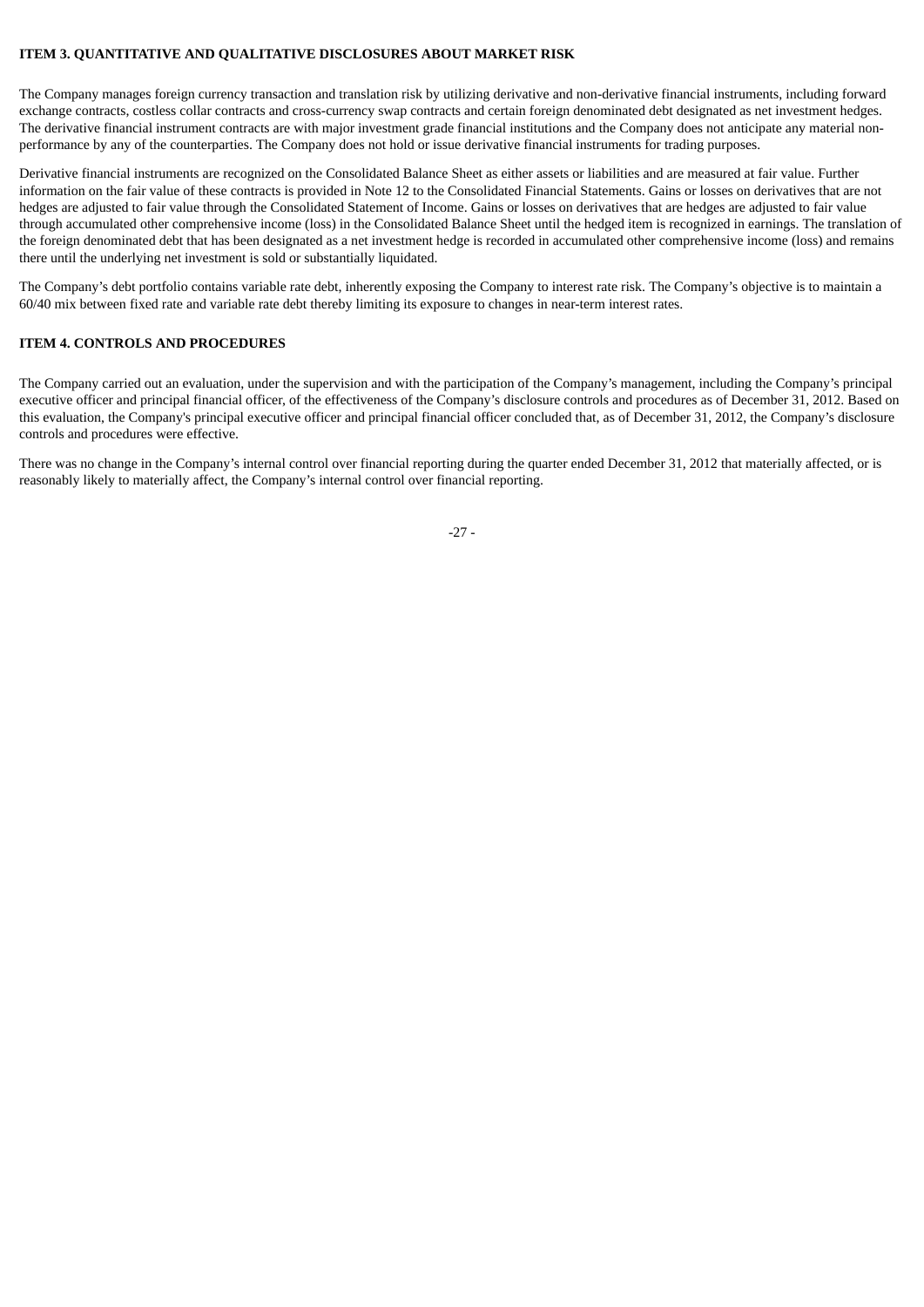**ITEM 3. QUANTITATIVE AND QUALITATIVE DISCLOSURES ABOUT MARKET RISK**

The Company manages foreign currency transaction and translation risk by utilizing derivative and non-derivative financial instruments, including forward exchange contracts, costless collar contracts and cross-currency swap contracts and certain foreign denominated debt designated as net investment hedges. The derivative financial instrument contracts are with major investment grade financial institutions and the Company does not anticipate any material non-performance by any of the counterparties. The Company does not hold or issue derivative financial instruments for trading purposes.

Derivative financial instruments are recognized on the Consolidated Balance Sheet as either assets or liabilities and are measured at fair value. Further information on the fair value of these contracts is provided in Note 12 to the Consolidated Financial Statements. Gains or losses on derivatives that are not hedges are adjusted to fair value through the Consolidated Statement of Income. Gains or losses on derivatives that are hedges are adjusted to fair value through accumulated other comprehensive income (loss) in the Consolidated Balance Sheet until the hedged item is recognized in earnings. The translation of the foreign denominated debt that has been designated as a net investment hedge is recorded in accumulated other comprehensive income (loss) and remains there until the underlying net investment is sold or substantially liquidated.

The Company's debt portfolio contains variable rate debt, inherently exposing the Company to interest rate risk. The Company's objective is to maintain a 60/40 mix between fixed rate and variable rate debt thereby limiting its exposure to changes in near-term interest rates.

**ITEM 4. CONTROLS AND PROCEDURES**

The Company carried out an evaluation, under the supervision and with the participation of the Company's management, including the Company's principal executive officer and principal financial officer, of the effectiveness of the Company's disclosure controls and procedures as of December 31, 2012. Based on this evaluation, the Company's principal executive officer and principal financial officer concluded that, as of December 31, 2012, the Company's disclosure controls and procedures were effective.

There was no change in the Company's internal control over financial reporting during the quarter ended December 31, 2012 that materially affected, or is reasonably likely to materially affect, the Company's internal control over financial reporting.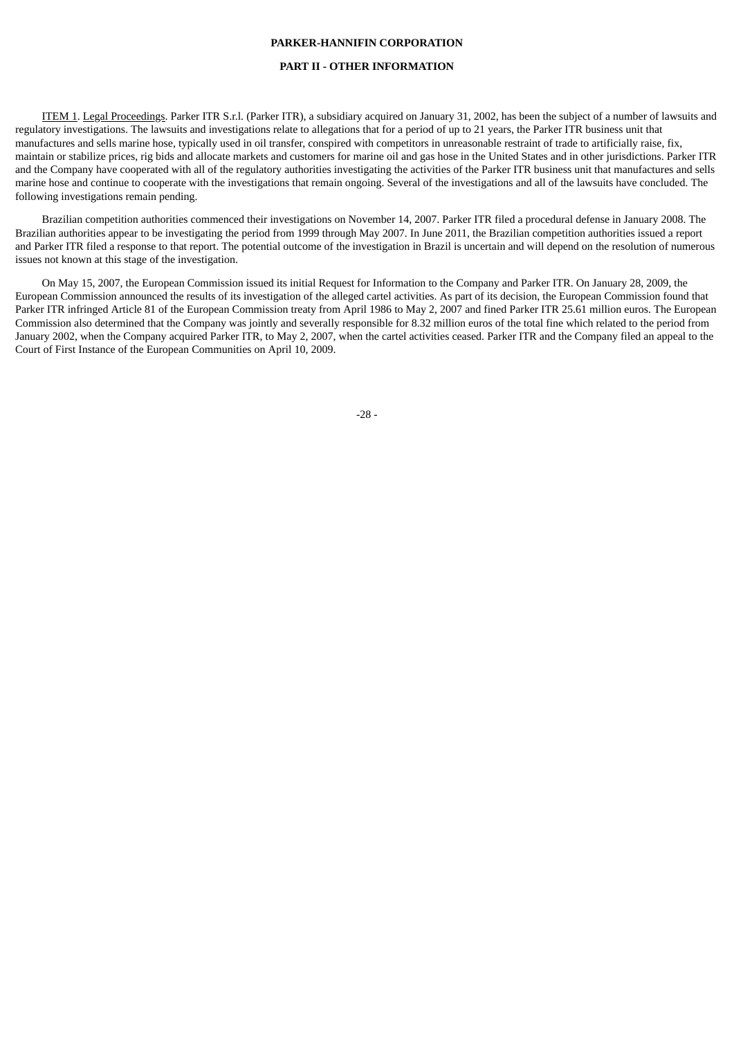**PARKER-HANNIFIN CORPORATION**

**PART II - OTHER INFORMATION**

ITEM 1. Legal Proceedings. Parker ITR S.r.l. (Parker ITR), a subsidiary acquired on January 31, 2002, has been the subject of a number of lawsuits and regulatory investigations. The lawsuits and investigations relate to allegations that for a period of up to 21 years, the Parker ITR business unit that manufactures and sells marine hose, typically used in oil transfer, conspired with competitors in unreasonable restraint of trade to artificially raise, fix, maintain or stabilize prices, rig bids and allocate markets and customers for marine oil and gas hose in the United States and in other jurisdictions. Parker ITR and the Company have cooperated with all of the regulatory authorities investigating the activities of the Parker ITR business unit that manufactures and sells marine hose and continue to cooperate with the investigations that remain ongoing. Several of the investigations and all of the lawsuits have concluded. The following investigations remain pending.

Brazilian competition authorities commenced their investigations on November 14, 2007. Parker ITR filed a procedural defense in January 2008. The Brazilian authorities appear to be investigating the period from 1999 through May 2007. In June 2011, the Brazilian competition authorities issued a report and Parker ITR filed a response to that report. The potential outcome of the investigation in Brazil is uncertain and will depend on the resolution of numerous issues not known at this stage of the investigation.

On May 15, 2007, the European Commission issued its initial Request for Information to the Company and Parker ITR. On January 28, 2009, the European Commission announced the results of its investigation of the alleged cartel activities. As part of its decision, the European Commission found that Parker ITR infringed Article 81 of the European Commission treaty from April 1986 to May 2, 2007 and fined Parker ITR 25.61 million euros. The European Commission also determined that the Company was jointly and severally responsible for 8.32 million euros of the total fine which related to the period from January 2002, when the Company acquired Parker ITR, to May 2, 2007, when the cartel activities ceased. Parker ITR and the Company filed an appeal to the Court of First Instance of the European Communities on April 10, 2009.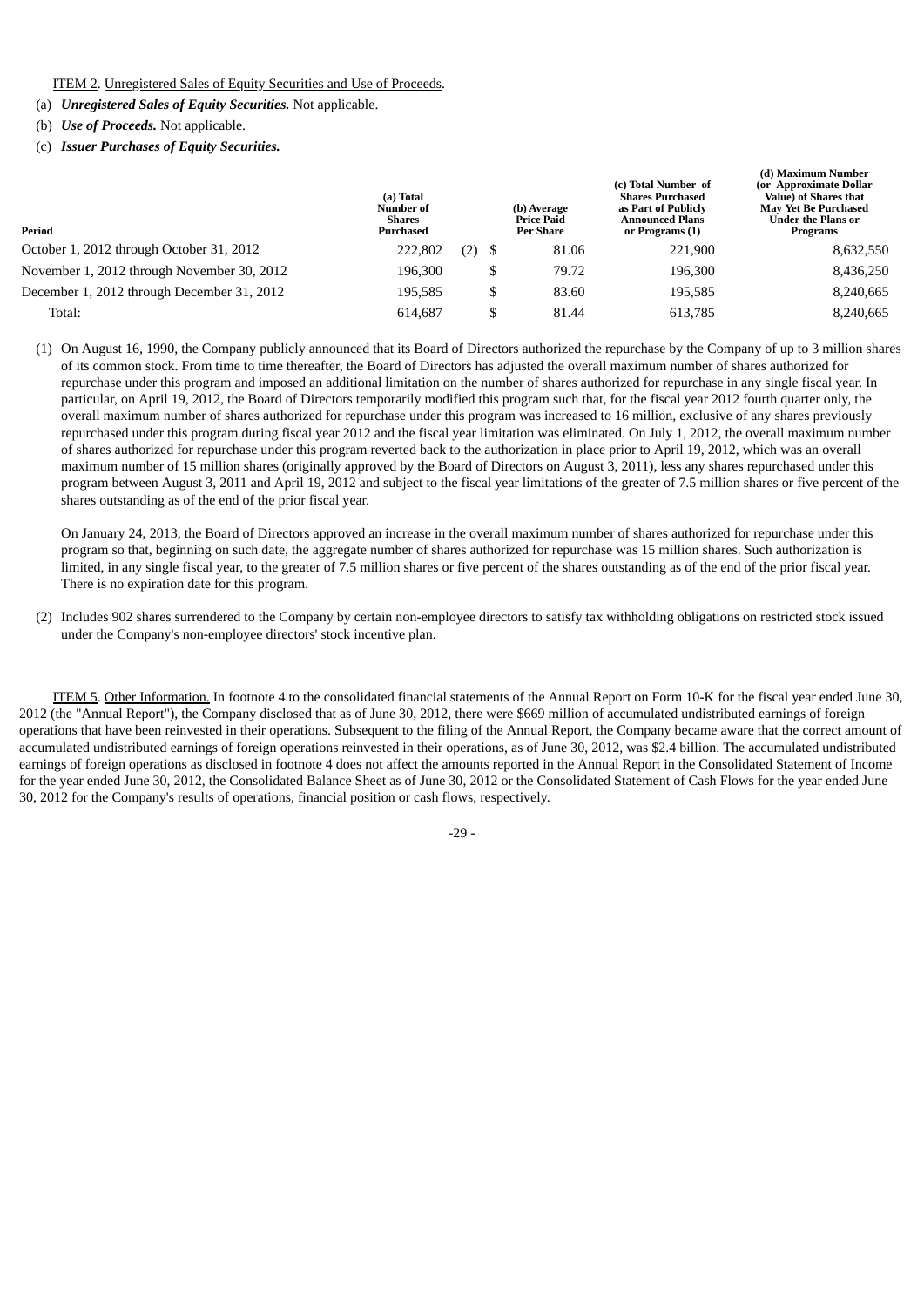ITEM 2. Unregistered Sales of Equity Securities and Use of Proceeds.

(a) ***Unregistered Sales of Equity Securities.*** Not applicable.

(b) ***Use of Proceeds.*** Not applicable.

(c) ***Issuer Purchases of Equity Securities.***

| Period | (a) Total Number of Shares Purchased | | (b) Average Price Paid Per Share | (c) Total Number of Shares Purchased as Part of Publicly Announced Plans or Programs (1) | (d) Maximum Number (or Approximate Dollar Value) of Shares that May Yet Be Purchased Under the Plans or Programs |
|---|---|---|---|---|---|
| October 1, 2012 through October 31, 2012 | 222,802 | (2) | $ 81.06 | 221,900 | 8,632,550 |
| November 1, 2012 through November 30, 2012 | 196,300 | | $ 79.72 | 196,300 | 8,436,250 |
| December 1, 2012 through December 31, 2012 | 195,585 | | $ 83.60 | 195,585 | 8,240,665 |
| Total: | 614,687 | | $ 81.44 | 613,785 | 8,240,665 |

(1) On August 16, 1990, the Company publicly announced that its Board of Directors authorized the repurchase by the Company of up to 3 million shares of its common stock. From time to time thereafter, the Board of Directors has adjusted the overall maximum number of shares authorized for repurchase under this program and imposed an additional limitation on the number of shares authorized for repurchase in any single fiscal year. In particular, on April 19, 2012, the Board of Directors temporarily modified this program such that, for the fiscal year 2012 fourth quarter only, the overall maximum number of shares authorized for repurchase under this program was increased to 16 million, exclusive of any shares previously repurchased under this program during fiscal year 2012 and the fiscal year limitation was eliminated. On July 1, 2012, the overall maximum number of shares authorized for repurchase under this program reverted back to the authorization in place prior to April 19, 2012, which was an overall maximum number of 15 million shares (originally approved by the Board of Directors on August 3, 2011), less any shares repurchased under this program between August 3, 2011 and April 19, 2012 and subject to the fiscal year limitations of the greater of 7.5 million shares or five percent of the shares outstanding as of the end of the prior fiscal year.

On January 24, 2013, the Board of Directors approved an increase in the overall maximum number of shares authorized for repurchase under this program so that, beginning on such date, the aggregate number of shares authorized for repurchase was 15 million shares. Such authorization is limited, in any single fiscal year, to the greater of 7.5 million shares or five percent of the shares outstanding as of the end of the prior fiscal year. There is no expiration date for this program.

(2) Includes 902 shares surrendered to the Company by certain non-employee directors to satisfy tax withholding obligations on restricted stock issued under the Company's non-employee directors' stock incentive plan.

ITEM 5. Other Information. In footnote 4 to the consolidated financial statements of the Annual Report on Form 10-K for the fiscal year ended June 30, 2012 (the "Annual Report"), the Company disclosed that as of June 30, 2012, there were $669 million of accumulated undistributed earnings of foreign operations that have been reinvested in their operations. Subsequent to the filing of the Annual Report, the Company became aware that the correct amount of accumulated undistributed earnings of foreign operations reinvested in their operations, as of June 30, 2012, was $2.4 billion. The accumulated undistributed earnings of foreign operations as disclosed in footnote 4 does not affect the amounts reported in the Annual Report in the Consolidated Statement of Income for the year ended June 30, 2012, the Consolidated Balance Sheet as of June 30, 2012 or the Consolidated Statement of Cash Flows for the year ended June 30, 2012 for the Company's results of operations, financial position or cash flows, respectively.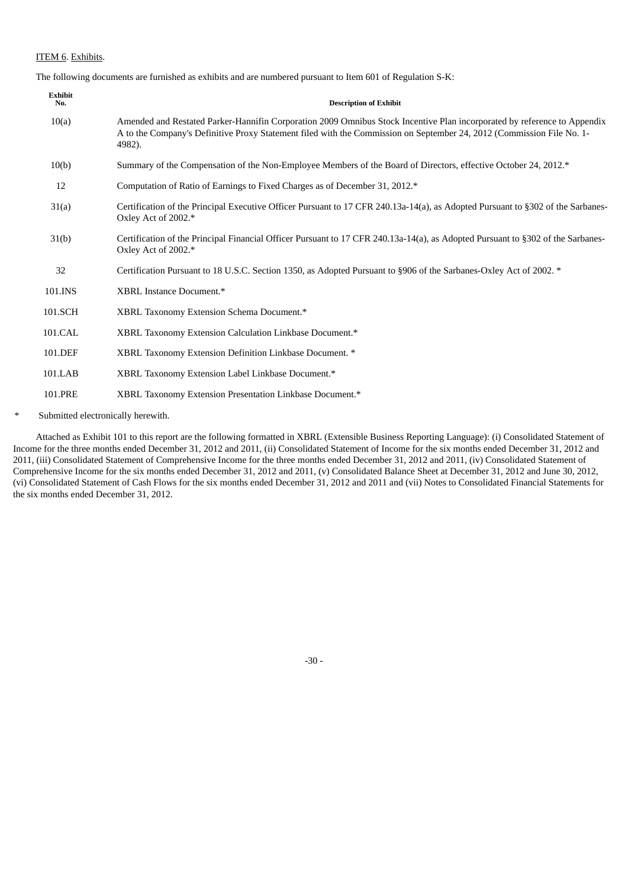ITEM 6. Exhibits.

The following documents are furnished as exhibits and are numbered pursuant to Item 601 of Regulation S-K:

| Exhibit No. | Description of Exhibit |
| --- | --- |
| 10(a) | Amended and Restated Parker-Hannifin Corporation 2009 Omnibus Stock Incentive Plan incorporated by reference to Appendix A to the Company's Definitive Proxy Statement filed with the Commission on September 24, 2012 (Commission File No. 1-4982). |
| 10(b) | Summary of the Compensation of the Non-Employee Members of the Board of Directors, effective October 24, 2012.* |
| 12 | Computation of Ratio of Earnings to Fixed Charges as of December 31, 2012.* |
| 31(a) | Certification of the Principal Executive Officer Pursuant to 17 CFR 240.13a-14(a), as Adopted Pursuant to §302 of the Sarbanes-Oxley Act of 2002.* |
| 31(b) | Certification of the Principal Financial Officer Pursuant to 17 CFR 240.13a-14(a), as Adopted Pursuant to §302 of the Sarbanes-Oxley Act of 2002.* |
| 32 | Certification Pursuant to 18 U.S.C. Section 1350, as Adopted Pursuant to §906 of the Sarbanes-Oxley Act of 2002. * |
| 101.INS | XBRL Instance Document.* |
| 101.SCH | XBRL Taxonomy Extension Schema Document.* |
| 101.CAL | XBRL Taxonomy Extension Calculation Linkbase Document.* |
| 101.DEF | XBRL Taxonomy Extension Definition Linkbase Document. * |
| 101.LAB | XBRL Taxonomy Extension Label Linkbase Document.* |
| 101.PRE | XBRL Taxonomy Extension Presentation Linkbase Document.* |

\* Submitted electronically herewith.

Attached as Exhibit 101 to this report are the following formatted in XBRL (Extensible Business Reporting Language): (i) Consolidated Statement of Income for the three months ended December 31, 2012 and 2011, (ii) Consolidated Statement of Income for the six months ended December 31, 2012 and 2011, (iii) Consolidated Statement of Comprehensive Income for the three months ended December 31, 2012 and 2011, (iv) Consolidated Statement of Comprehensive Income for the six months ended December 31, 2012 and 2011, (v) Consolidated Balance Sheet at December 31, 2012 and June 30, 2012, (vi) Consolidated Statement of Cash Flows for the six months ended December 31, 2012 and 2011 and (vii) Notes to Consolidated Financial Statements for the six months ended December 31, 2012.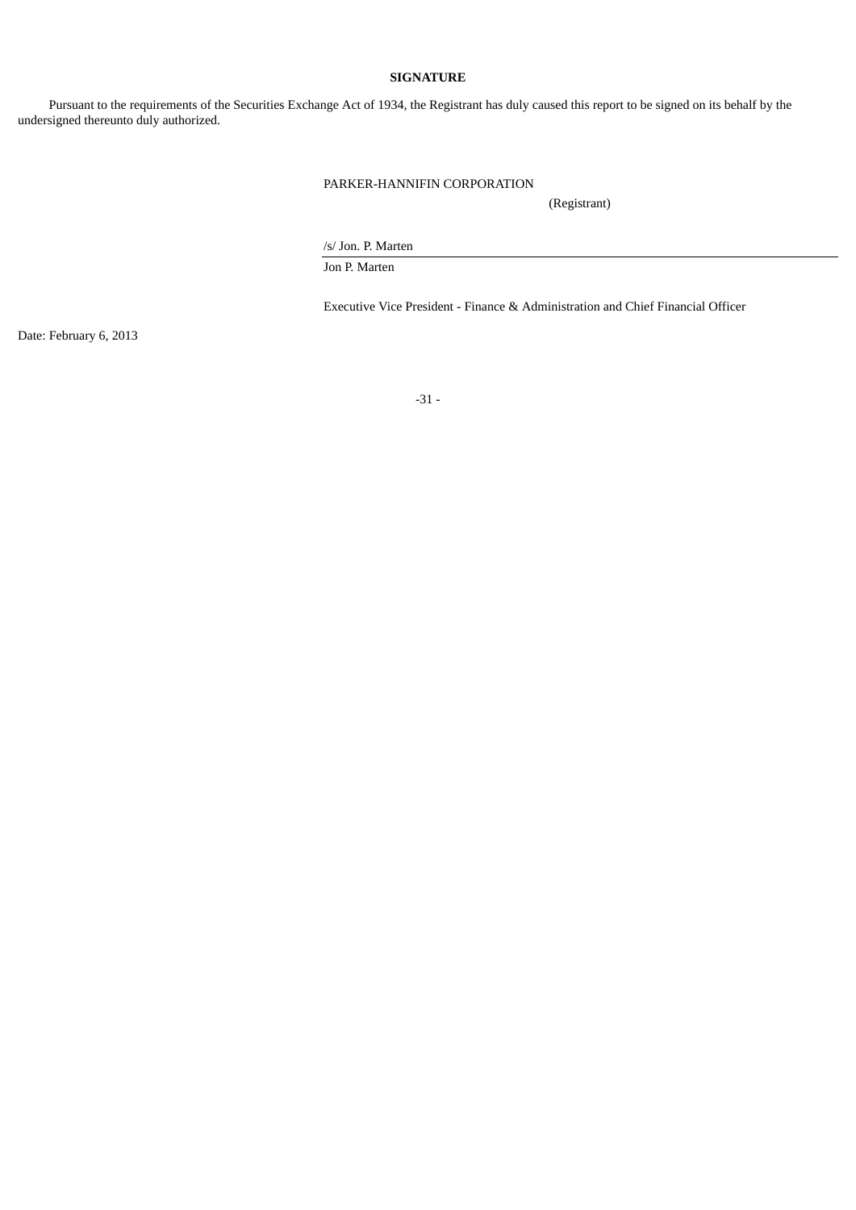**SIGNATURE**

Pursuant to the requirements of the Securities Exchange Act of 1934, the Registrant has duly caused this report to be signed on its behalf by the undersigned thereunto duly authorized.

PARKER-HANNIFIN CORPORATION

(Registrant)

/s/ Jon. P. Marten

Jon P. Marten

Executive Vice President - Finance & Administration and Chief Financial Officer

Date: February 6, 2013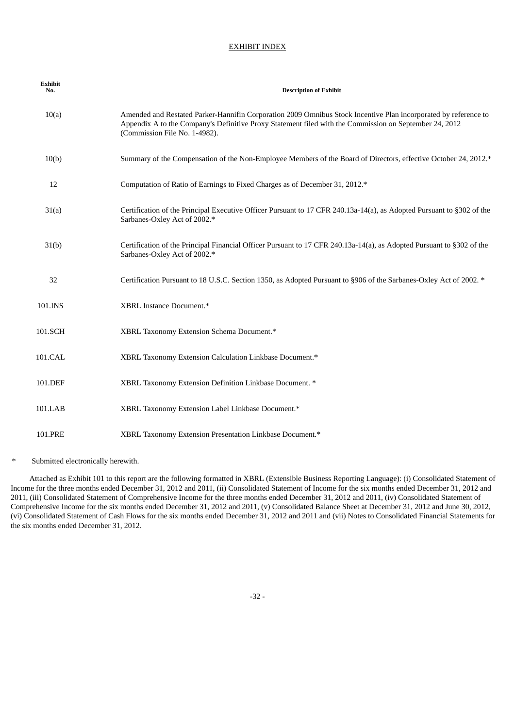EXHIBIT INDEX

| Exhibit No. | Description of Exhibit |
|---|---|
| 10(a) | Amended and Restated Parker-Hannifin Corporation 2009 Omnibus Stock Incentive Plan incorporated by reference to Appendix A to the Company's Definitive Proxy Statement filed with the Commission on September 24, 2012 (Commission File No. 1-4982). |
| 10(b) | Summary of the Compensation of the Non-Employee Members of the Board of Directors, effective October 24, 2012.* |
| 12 | Computation of Ratio of Earnings to Fixed Charges as of December 31, 2012.* |
| 31(a) | Certification of the Principal Executive Officer Pursuant to 17 CFR 240.13a-14(a), as Adopted Pursuant to §302 of the Sarbanes-Oxley Act of 2002.* |
| 31(b) | Certification of the Principal Financial Officer Pursuant to 17 CFR 240.13a-14(a), as Adopted Pursuant to §302 of the Sarbanes-Oxley Act of 2002.* |
| 32 | Certification Pursuant to 18 U.S.C. Section 1350, as Adopted Pursuant to §906 of the Sarbanes-Oxley Act of 2002. * |
| 101.INS | XBRL Instance Document.* |
| 101.SCH | XBRL Taxonomy Extension Schema Document.* |
| 101.CAL | XBRL Taxonomy Extension Calculation Linkbase Document.* |
| 101.DEF | XBRL Taxonomy Extension Definition Linkbase Document. * |
| 101.LAB | XBRL Taxonomy Extension Label Linkbase Document.* |
| 101.PRE | XBRL Taxonomy Extension Presentation Linkbase Document.* |

\* Submitted electronically herewith.

Attached as Exhibit 101 to this report are the following formatted in XBRL (Extensible Business Reporting Language): (i) Consolidated Statement of Income for the three months ended December 31, 2012 and 2011, (ii) Consolidated Statement of Income for the six months ended December 31, 2012 and 2011, (iii) Consolidated Statement of Comprehensive Income for the three months ended December 31, 2012 and 2011, (iv) Consolidated Statement of Comprehensive Income for the six months ended December 31, 2012 and 2011, (v) Consolidated Balance Sheet at December 31, 2012 and June 30, 2012, (vi) Consolidated Statement of Cash Flows for the six months ended December 31, 2012 and 2011 and (vii) Notes to Consolidated Financial Statements for the six months ended December 31, 2012.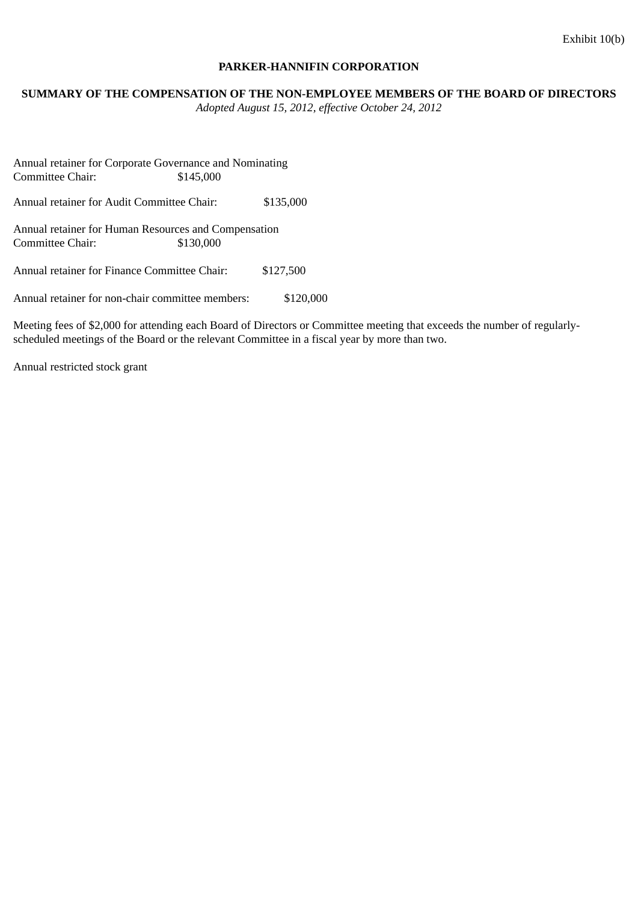Exhibit 10(b)

**PARKER-HANNIFIN CORPORATION**

**SUMMARY OF THE COMPENSATION OF THE NON-EMPLOYEE MEMBERS OF THE BOARD OF DIRECTORS**

*Adopted August 15, 2012, effective October 24, 2012*

Annual retainer for Corporate Governance and Nominating Committee Chair: $145,000

Annual retainer for Audit Committee Chair: $135,000

Annual retainer for Human Resources and Compensation Committee Chair: $130,000

Annual retainer for Finance Committee Chair: $127,500

Annual retainer for non-chair committee members: $120,000

Meeting fees of $2,000 for attending each Board of Directors or Committee meeting that exceeds the number of regularly-scheduled meetings of the Board or the relevant Committee in a fiscal year by more than two.

Annual restricted stock grant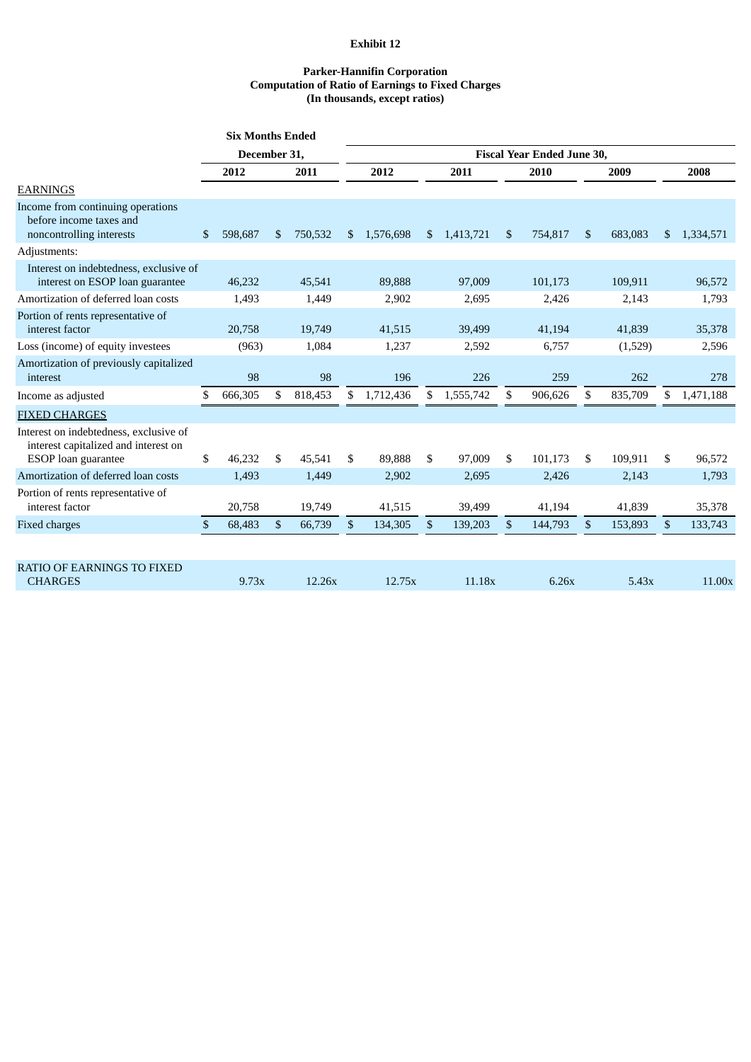**Exhibit 12**

**Parker-Hannifin Corporation**
**Computation of Ratio of Earnings to Fixed Charges**
**(In thousands, except ratios)**

| | Six Months Ended December 31, | | Fiscal Year Ended June 30, | | | | |
|---|---|---|---|---|---|---|---|
| | 2012 | 2011 | 2012 | 2011 | 2010 | 2009 | 2008 |
| EARNINGS | | | | | | | |
| Income from continuing operations before income taxes and noncontrolling interests | $ 598,687 | $ 750,532 | $ 1,576,698 | $ 1,413,721 | $ 754,817 | $ 683,083 | $ 1,334,571 |
| Adjustments: | | | | | | | |
| Interest on indebtedness, exclusive of interest on ESOP loan guarantee | 46,232 | 45,541 | 89,888 | 97,009 | 101,173 | 109,911 | 96,572 |
| Amortization of deferred loan costs | 1,493 | 1,449 | 2,902 | 2,695 | 2,426 | 2,143 | 1,793 |
| Portion of rents representative of interest factor | 20,758 | 19,749 | 41,515 | 39,499 | 41,194 | 41,839 | 35,378 |
| Loss (income) of equity investees | (963) | 1,084 | 1,237 | 2,592 | 6,757 | (1,529) | 2,596 |
| Amortization of previously capitalized interest | 98 | 98 | 196 | 226 | 259 | 262 | 278 |
| Income as adjusted | $ 666,305 | $ 818,453 | $ 1,712,436 | $ 1,555,742 | $ 906,626 | $ 835,709 | $ 1,471,188 |
| FIXED CHARGES | | | | | | | |
| Interest on indebtedness, exclusive of interest capitalized and interest on ESOP loan guarantee | $ 46,232 | $ 45,541 | $ 89,888 | $ 97,009 | $ 101,173 | $ 109,911 | $ 96,572 |
| Amortization of deferred loan costs | 1,493 | 1,449 | 2,902 | 2,695 | 2,426 | 2,143 | 1,793 |
| Portion of rents representative of interest factor | 20,758 | 19,749 | 41,515 | 39,499 | 41,194 | 41,839 | 35,378 |
| Fixed charges | $ 68,483 | $ 66,739 | $ 134,305 | $ 139,203 | $ 144,793 | $ 153,893 | $ 133,743 |
| RATIO OF EARNINGS TO FIXED CHARGES | 9.73x | 12.26x | 12.75x | 11.18x | 6.26x | 5.43x | 11.00x |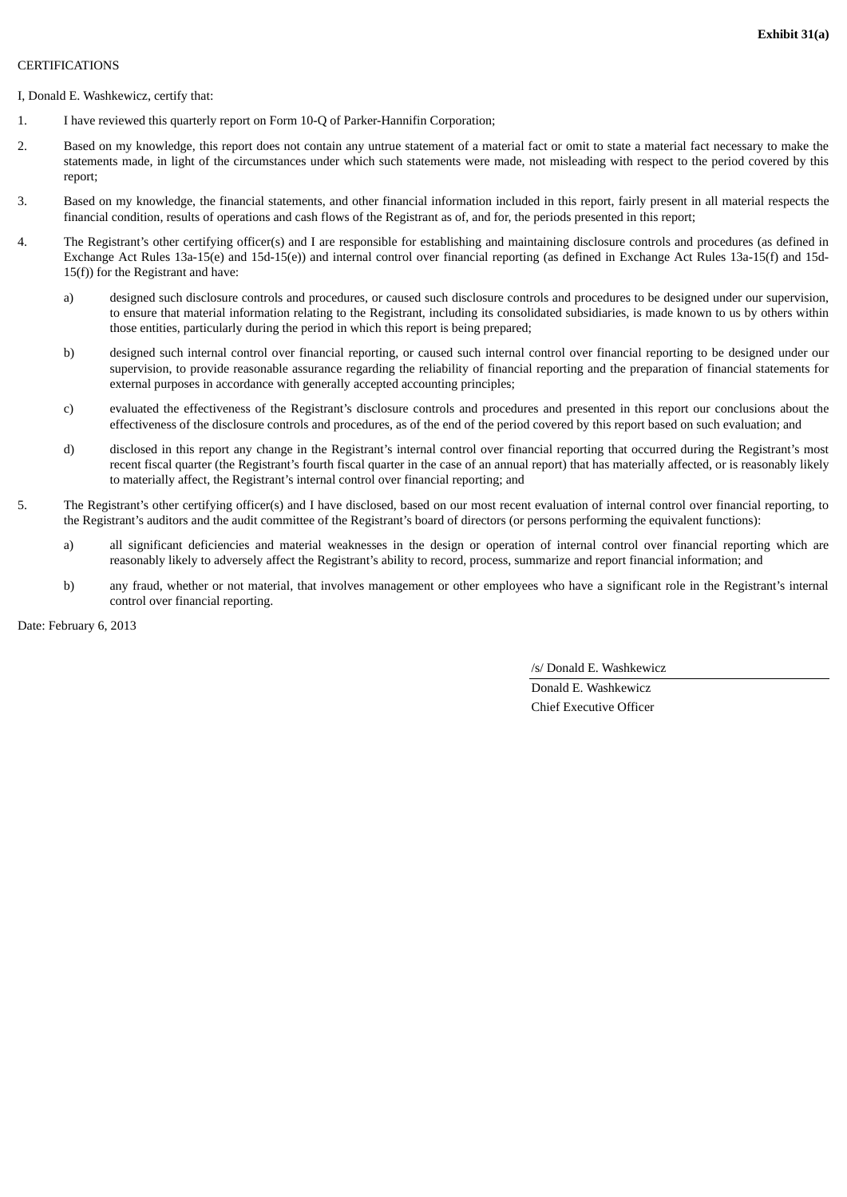**Exhibit 31(a)**

CERTIFICATIONS

I, Donald E. Washkewicz, certify that:

1. I have reviewed this quarterly report on Form 10-Q of Parker-Hannifin Corporation;
2. Based on my knowledge, this report does not contain any untrue statement of a material fact or omit to state a material fact necessary to make the statements made, in light of the circumstances under which such statements were made, not misleading with respect to the period covered by this report;
3. Based on my knowledge, the financial statements, and other financial information included in this report, fairly present in all material respects the financial condition, results of operations and cash flows of the Registrant as of, and for, the periods presented in this report;
4. The Registrant's other certifying officer(s) and I are responsible for establishing and maintaining disclosure controls and procedures (as defined in Exchange Act Rules 13a-15(e) and 15d-15(e)) and internal control over financial reporting (as defined in Exchange Act Rules 13a-15(f) and 15d-15(f)) for the Registrant and have:
   a) designed such disclosure controls and procedures, or caused such disclosure controls and procedures to be designed under our supervision, to ensure that material information relating to the Registrant, including its consolidated subsidiaries, is made known to us by others within those entities, particularly during the period in which this report is being prepared;
   b) designed such internal control over financial reporting, or caused such internal control over financial reporting to be designed under our supervision, to provide reasonable assurance regarding the reliability of financial reporting and the preparation of financial statements for external purposes in accordance with generally accepted accounting principles;
   c) evaluated the effectiveness of the Registrant's disclosure controls and procedures and presented in this report our conclusions about the effectiveness of the disclosure controls and procedures, as of the end of the period covered by this report based on such evaluation; and
   d) disclosed in this report any change in the Registrant's internal control over financial reporting that occurred during the Registrant's most recent fiscal quarter (the Registrant's fourth fiscal quarter in the case of an annual report) that has materially affected, or is reasonably likely to materially affect, the Registrant's internal control over financial reporting; and
5. The Registrant's other certifying officer(s) and I have disclosed, based on our most recent evaluation of internal control over financial reporting, to the Registrant's auditors and the audit committee of the Registrant's board of directors (or persons performing the equivalent functions):
   a) all significant deficiencies and material weaknesses in the design or operation of internal control over financial reporting which are reasonably likely to adversely affect the Registrant's ability to record, process, summarize and report financial information; and
   b) any fraud, whether or not material, that involves management or other employees who have a significant role in the Registrant's internal control over financial reporting.

Date: February 6, 2013

/s/ Donald E. Washkewicz

Donald E. Washkewicz

Chief Executive Officer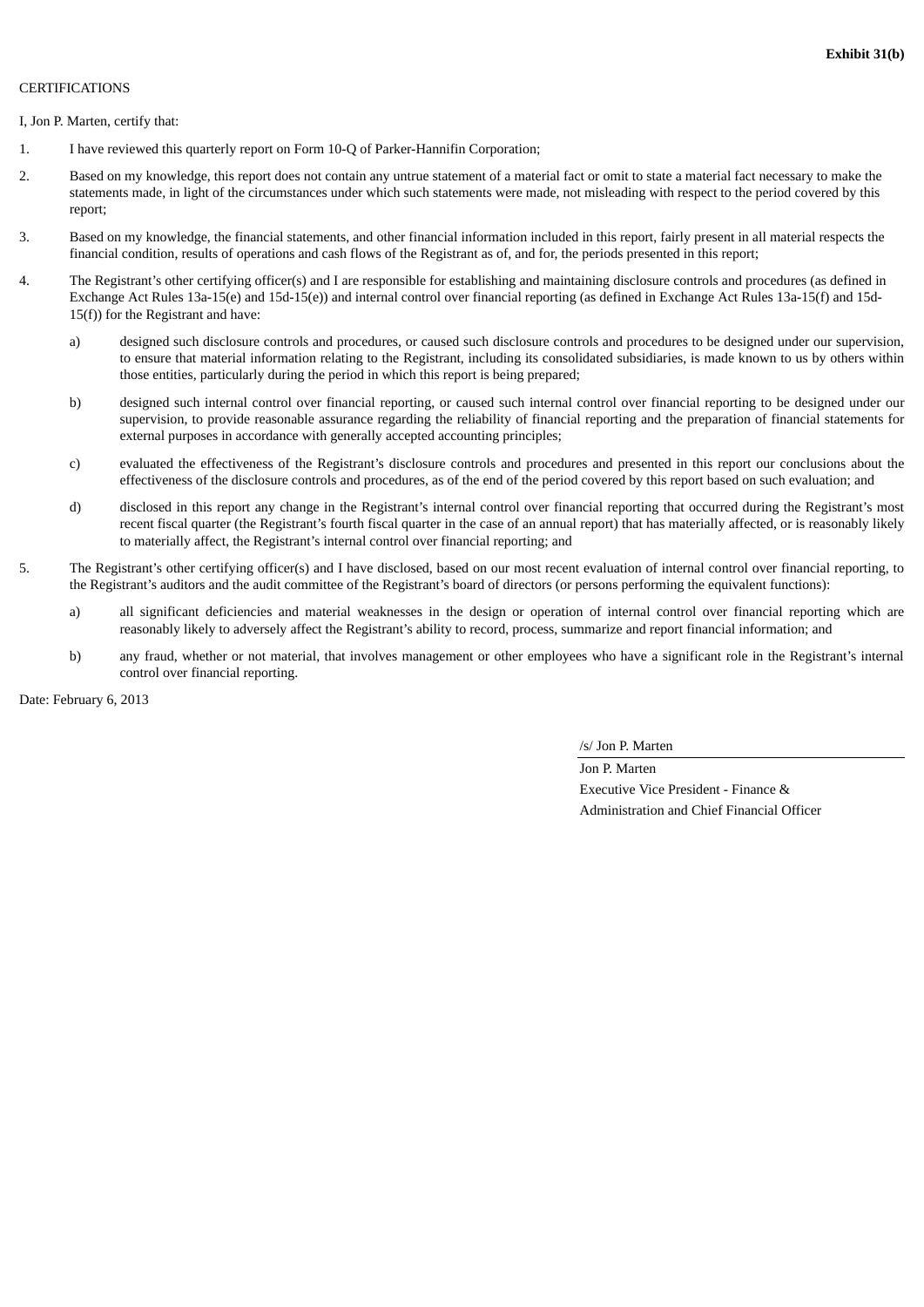**Exhibit 31(b)**

CERTIFICATIONS

I, Jon P. Marten, certify that:

1. I have reviewed this quarterly report on Form 10-Q of Parker-Hannifin Corporation;

2. Based on my knowledge, this report does not contain any untrue statement of a material fact or omit to state a material fact necessary to make the statements made, in light of the circumstances under which such statements were made, not misleading with respect to the period covered by this report;

3. Based on my knowledge, the financial statements, and other financial information included in this report, fairly present in all material respects the financial condition, results of operations and cash flows of the Registrant as of, and for, the periods presented in this report;

4. The Registrant's other certifying officer(s) and I are responsible for establishing and maintaining disclosure controls and procedures (as defined in Exchange Act Rules 13a-15(e) and 15d-15(e)) and internal control over financial reporting (as defined in Exchange Act Rules 13a-15(f) and 15d-15(f)) for the Registrant and have:

   a) designed such disclosure controls and procedures, or caused such disclosure controls and procedures to be designed under our supervision, to ensure that material information relating to the Registrant, including its consolidated subsidiaries, is made known to us by others within those entities, particularly during the period in which this report is being prepared;

   b) designed such internal control over financial reporting, or caused such internal control over financial reporting to be designed under our supervision, to provide reasonable assurance regarding the reliability of financial reporting and the preparation of financial statements for external purposes in accordance with generally accepted accounting principles;

   c) evaluated the effectiveness of the Registrant's disclosure controls and procedures and presented in this report our conclusions about the effectiveness of the disclosure controls and procedures, as of the end of the period covered by this report based on such evaluation; and

   d) disclosed in this report any change in the Registrant's internal control over financial reporting that occurred during the Registrant's most recent fiscal quarter (the Registrant's fourth fiscal quarter in the case of an annual report) that has materially affected, or is reasonably likely to materially affect, the Registrant's internal control over financial reporting; and

5. The Registrant's other certifying officer(s) and I have disclosed, based on our most recent evaluation of internal control over financial reporting, to the Registrant's auditors and the audit committee of the Registrant's board of directors (or persons performing the equivalent functions):

   a) all significant deficiencies and material weaknesses in the design or operation of internal control over financial reporting which are reasonably likely to adversely affect the Registrant's ability to record, process, summarize and report financial information; and

   b) any fraud, whether or not material, that involves management or other employees who have a significant role in the Registrant's internal control over financial reporting.

Date: February 6, 2013

/s/ Jon P. Marten

Jon P. Marten
Executive Vice President - Finance &
Administration and Chief Financial Officer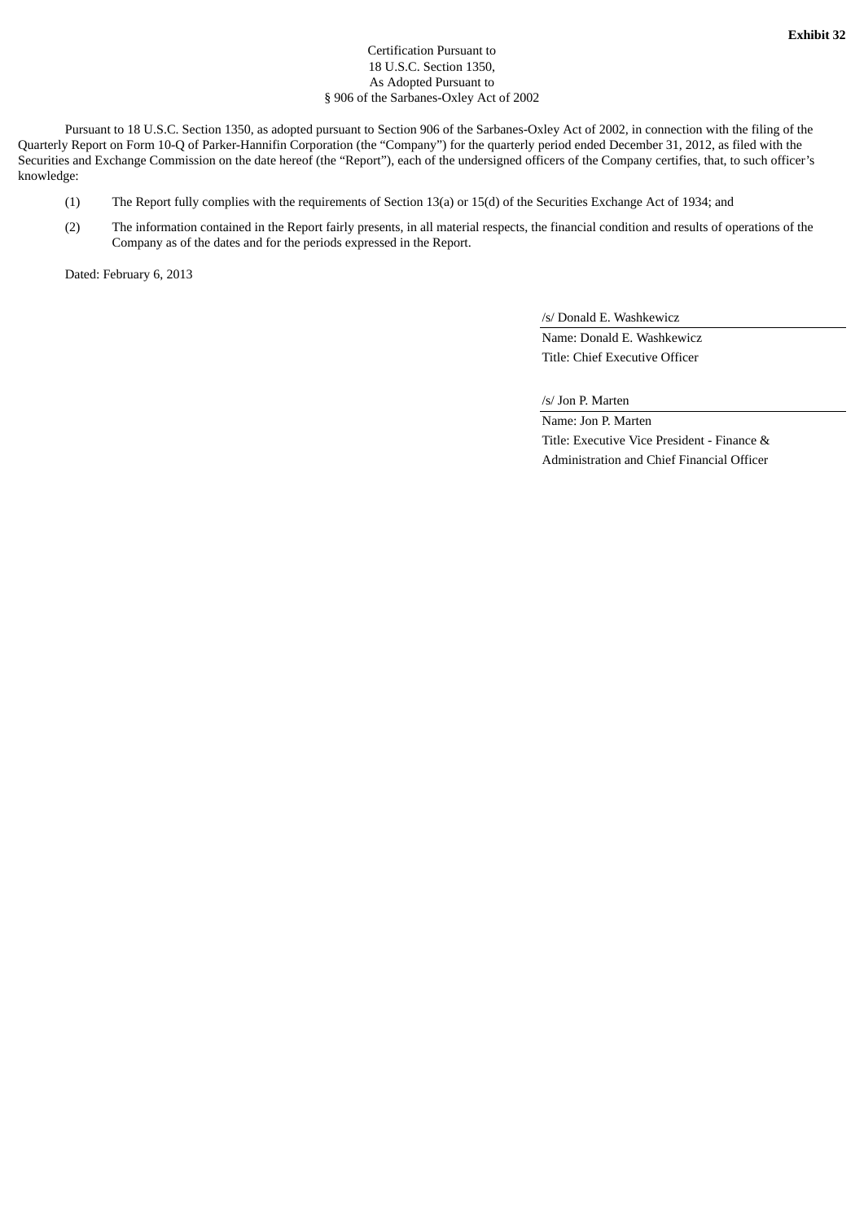**Exhibit 32**

Certification Pursuant to
18 U.S.C. Section 1350,
As Adopted Pursuant to
§ 906 of the Sarbanes-Oxley Act of 2002

Pursuant to 18 U.S.C. Section 1350, as adopted pursuant to Section 906 of the Sarbanes-Oxley Act of 2002, in connection with the filing of the Quarterly Report on Form 10-Q of Parker-Hannifin Corporation (the "Company") for the quarterly period ended December 31, 2012, as filed with the Securities and Exchange Commission on the date hereof (the "Report"), each of the undersigned officers of the Company certifies, that, to such officer's knowledge:

(1) The Report fully complies with the requirements of Section 13(a) or 15(d) of the Securities Exchange Act of 1934; and

(2) The information contained in the Report fairly presents, in all material respects, the financial condition and results of operations of the Company as of the dates and for the periods expressed in the Report.

Dated: February 6, 2013

/s/ Donald E. Washkewicz
Name: Donald E. Washkewicz
Title: Chief Executive Officer

/s/ Jon P. Marten
Name: Jon P. Marten
Title: Executive Vice President - Finance & Administration and Chief Financial Officer